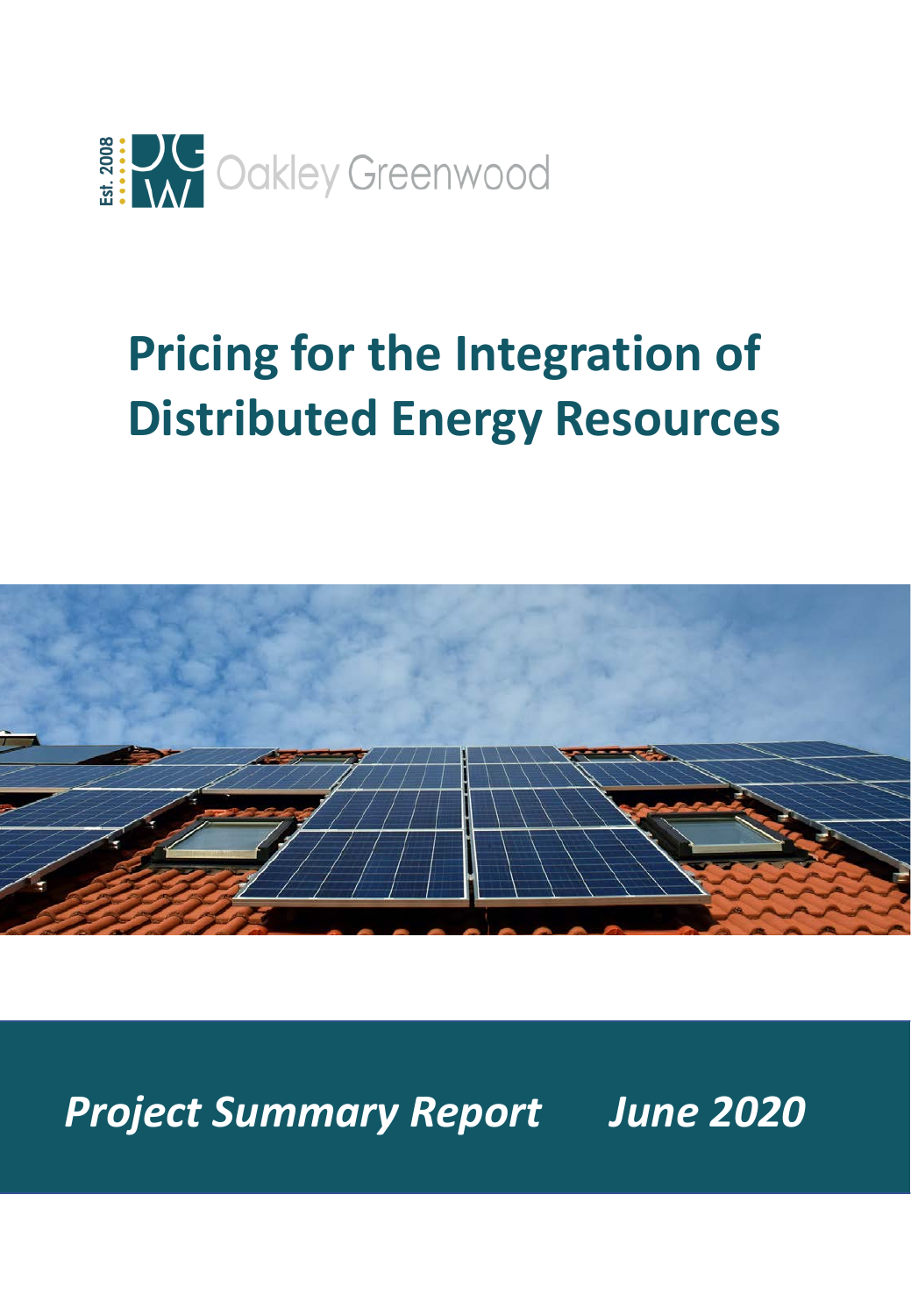Est. 2008 Oakley Greenwood

# Pricing for the Integration of Distributed Energy Resources

***Project Summary Report June 2020***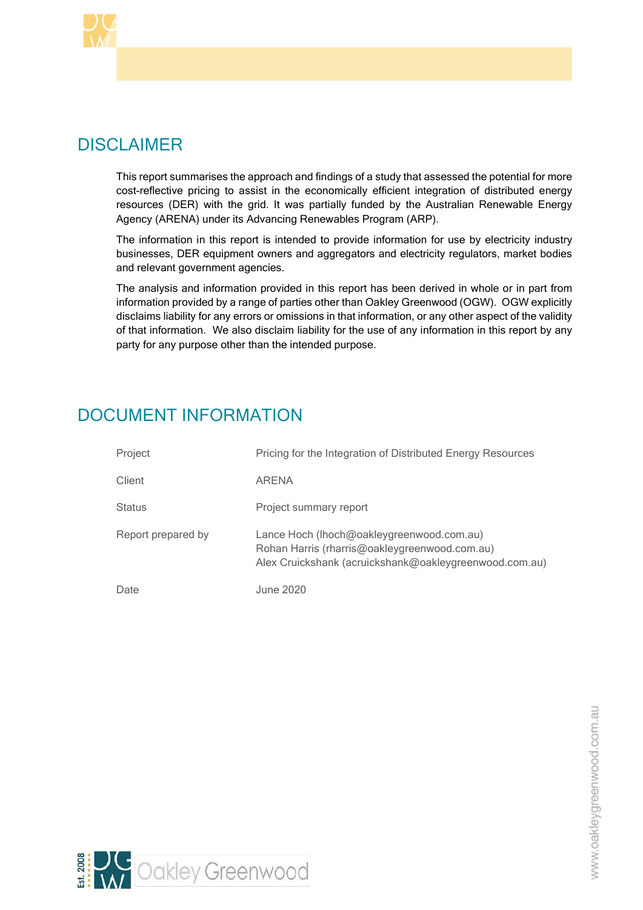## DISCLAIMER

This report summarises the approach and findings of a study that assessed the potential for more cost-reflective pricing to assist in the economically efficient integration of distributed energy resources (DER) with the grid. It was partially funded by the Australian Renewable Energy Agency (ARENA) under its Advancing Renewables Program (ARP).

The information in this report is intended to provide information for use by electricity industry businesses, DER equipment owners and aggregators and electricity regulators, market bodies and relevant government agencies.

The analysis and information provided in this report has been derived in whole or in part from information provided by a range of parties other than Oakley Greenwood (OGW). OGW explicitly disclaims liability for any errors or omissions in that information, or any other aspect of the validity of that information. We also disclaim liability for the use of any information in this report by any party for any purpose other than the intended purpose.

## DOCUMENT INFORMATION

| | |
|---|---|
| Project | Pricing for the Integration of Distributed Energy Resources |
| Client | ARENA |
| Status | Project summary report |
| Report prepared by | Lance Hoch (lhoch@oakleygreenwood.com.au)<br>Rohan Harris (rharris@oakleygreenwood.com.au)<br>Alex Cruickshank (acruickshank@oakleygreenwood.com.au) |
| Date | June 2020 |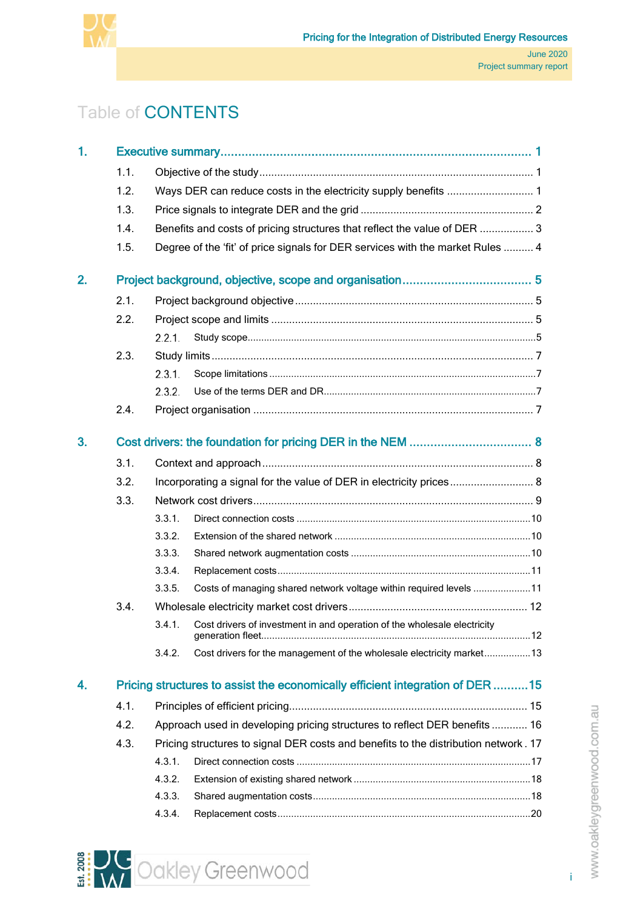# Table of CONTENTS

**1. Executive summary ........................................................................................ 1**

- 1.1. Objective of the study ........................................................................................ 1
- 1.2. Ways DER can reduce costs in the electricity supply benefits ............................ 1
- 1.3. Price signals to integrate DER and the grid ........................................................ 2
- 1.4. Benefits and costs of pricing structures that reflect the value of DER .................. 3
- 1.5. Degree of the 'fit' of price signals for DER services with the market Rules .......... 4

**2. Project background, objective, scope and organisation ..................................... 5**

- 2.1. Project background objective ............................................................................ 5
- 2.2. Project scope and limits ..................................................................................... 5
  - 2.2.1. Study scope ................................................................................................. 5
- 2.3. Study limits ....................................................................................................... 7
  - 2.3.1. Scope limitations .......................................................................................... 7
  - 2.3.2. Use of the terms DER and DR ......................................................................... 7
- 2.4. Project organisation .......................................................................................... 7

**3. Cost drivers: the foundation for pricing DER in the NEM .................................... 8**

- 3.1. Context and approach ........................................................................................ 8
- 3.2. Incorporating a signal for the value of DER in electricity prices ........................... 8
- 3.3. Network cost drivers ........................................................................................... 9
  - 3.3.1. Direct connection costs ................................................................................ 10
  - 3.3.2. Extension of the shared network .................................................................. 10
  - 3.3.3. Shared network augmentation costs ............................................................. 10
  - 3.3.4. Replacement costs ....................................................................................... 11
  - 3.3.5. Costs of managing shared network voltage within required levels .................. 11
- 3.4. Wholesale electricity market cost drivers ........................................................... 12
  - 3.4.1. Cost drivers of investment in and operation of the wholesale electricity generation fleet ........................................................................................ 12
  - 3.4.2. Cost drivers for the management of the wholesale electricity market ............. 13

**4. Pricing structures to assist the economically efficient integration of DER .......... 15**

- 4.1. Principles of efficient pricing ............................................................................... 15
- 4.2. Approach used in developing pricing structures to reflect DER benefits ............. 16
- 4.3. Pricing structures to signal DER costs and benefits to the distribution network . 17
  - 4.3.1. Direct connection costs ................................................................................ 17
  - 4.3.2. Extension of existing shared network ............................................................ 18
  - 4.3.3. Shared augmentation costs .......................................................................... 18
  - 4.3.4. Replacement costs ....................................................................................... 20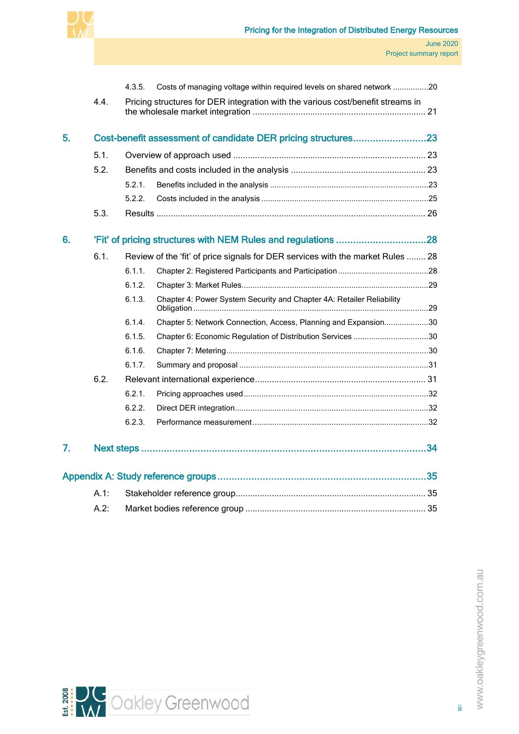4.3.5. Costs of managing voltage within required levels on shared network ................20

4.4. Pricing structures for DER integration with the various cost/benefit streams in the wholesale market integration ........................................................................ 21

5. Cost-benefit assessment of candidate DER pricing structures ..........................23

5.1. Overview of approach used ................................................................................ 23

5.2. Benefits and costs included in the analysis ....................................................... 23

5.2.1. Benefits included in the analysis .......................................................................23

5.2.2. Costs included in the analysis ...........................................................................25

5.3. Results ............................................................................................................... 26

6. 'Fit' of pricing structures with NEM Rules and regulations ................................28

6.1. Review of the 'fit' of price signals for DER services with the market Rules ........ 28

6.1.1. Chapter 2: Registered Participants and Participation .........................................28

6.1.2. Chapter 3: Market Rules....................................................................................29

6.1.3. Chapter 4: Power System Security and Chapter 4A: Retailer Reliability Obligation .........................................................................................................29

6.1.4. Chapter 5: Network Connection, Access, Planning and Expansion....................30

6.1.5. Chapter 6: Economic Regulation of Distribution Services .................................30

6.1.6. Chapter 7: Metering...........................................................................................30

6.1.7. Summary and proposal .....................................................................................31

6.2. Relevant international experience...................................................................... 31

6.2.1. Pricing approaches used ...................................................................................32

6.2.2. Direct DER integration.......................................................................................32

6.2.3. Performance measurement ...............................................................................32

7. Next steps ......................................................................................................34

Appendix A: Study reference groups .........................................................................35

A.1: Stakeholder reference group.............................................................................. 35

A.2: Market bodies reference group .......................................................................... 35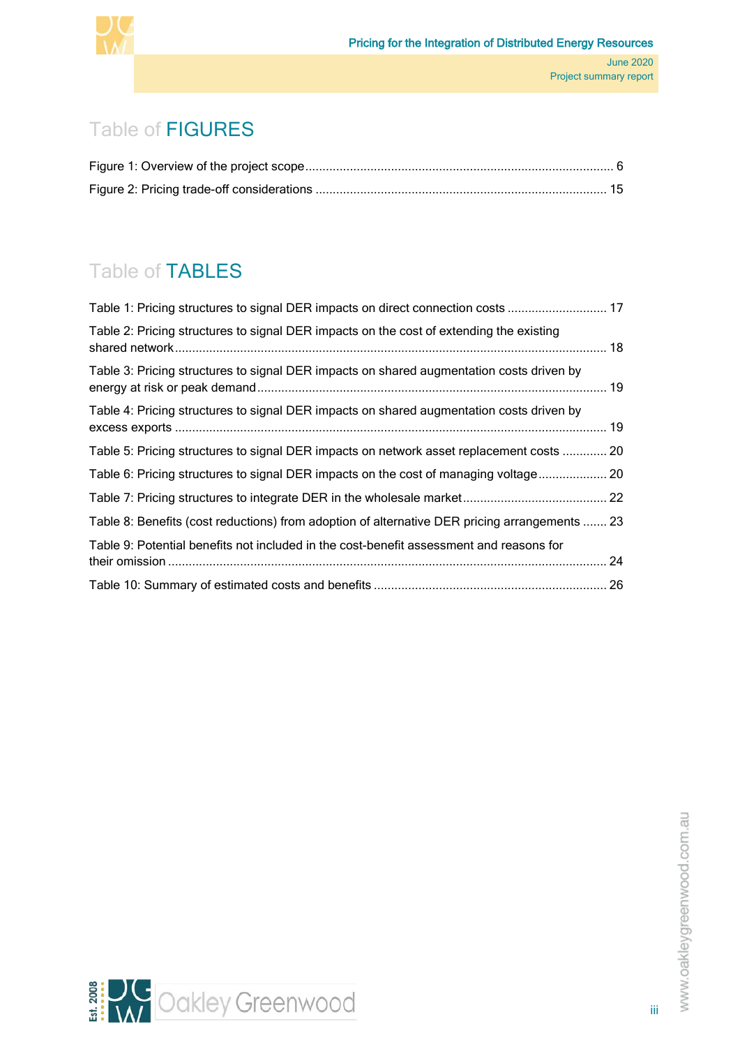# Table of FIGURES

Figure 1: Overview of the project scope ........................................................................................ 6

Figure 2: Pricing trade-off considerations .................................................................................... 15

# Table of TABLES

Table 1: Pricing structures to signal DER impacts on direct connection costs ............................. 17

Table 2: Pricing structures to signal DER impacts on the cost of extending the existing shared network ............................................................................................................................ 18

Table 3: Pricing structures to signal DER impacts on shared augmentation costs driven by energy at risk or peak demand ..................................................................................................... 19

Table 4: Pricing structures to signal DER impacts on shared augmentation costs driven by excess exports ............................................................................................................................. 19

Table 5: Pricing structures to signal DER impacts on network asset replacement costs ............. 20

Table 6: Pricing structures to signal DER impacts on the cost of managing voltage .................... 20

Table 7: Pricing structures to integrate DER in the wholesale market .......................................... 22

Table 8: Benefits (cost reductions) from adoption of alternative DER pricing arrangements ....... 23

Table 9: Potential benefits not included in the cost-benefit assessment and reasons for their omission ............................................................................................................................... 24

Table 10: Summary of estimated costs and benefits .................................................................... 26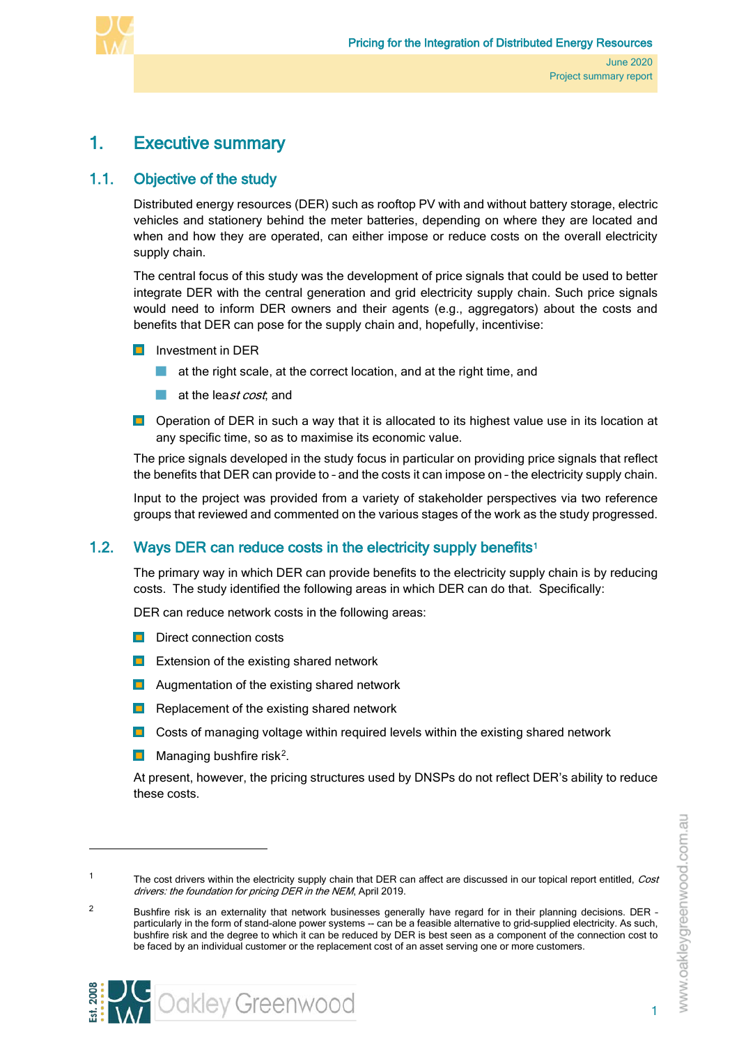# 1. Executive summary

## 1.1. Objective of the study

Distributed energy resources (DER) such as rooftop PV with and without battery storage, electric vehicles and stationery behind the meter batteries, depending on where they are located and when and how they are operated, can either impose or reduce costs on the overall electricity supply chain.

The central focus of this study was the development of price signals that could be used to better integrate DER with the central generation and grid electricity supply chain. Such price signals would need to inform DER owners and their agents (e.g., aggregators) about the costs and benefits that DER can pose for the supply chain and, hopefully, incentivise:

- Investment in DER
  - at the right scale, at the correct location, and at the right time, and
  - at the lea*st cost*; and
- Operation of DER in such a way that it is allocated to its highest value use in its location at any specific time, so as to maximise its economic value.

The price signals developed in the study focus in particular on providing price signals that reflect the benefits that DER can provide to – and the costs it can impose on – the electricity supply chain.

Input to the project was provided from a variety of stakeholder perspectives via two reference groups that reviewed and commented on the various stages of the work as the study progressed.

## 1.2. Ways DER can reduce costs in the electricity supply benefits[1]

The primary way in which DER can provide benefits to the electricity supply chain is by reducing costs. The study identified the following areas in which DER can do that. Specifically:

DER can reduce network costs in the following areas:

- Direct connection costs
- Extension of the existing shared network
- Augmentation of the existing shared network
- Replacement of the existing shared network
- Costs of managing voltage within required levels within the existing shared network
- Managing bushfire risk[2].

At present, however, the pricing structures used by DNSPs do not reflect DER's ability to reduce these costs.

---

[1] The cost drivers within the electricity supply chain that DER can affect are discussed in our topical report entitled, *Cost drivers: the foundation for pricing DER in the NEM*, April 2019.

[2] Bushfire risk is an externality that network businesses generally have regard for in their planning decisions. DER – particularly in the form of stand-alone power systems -- can be a feasible alternative to grid-supplied electricity. As such, bushfire risk and the degree to which it can be reduced by DER is best seen as a component of the connection cost to be faced by an individual customer or the replacement cost of an asset serving one or more customers.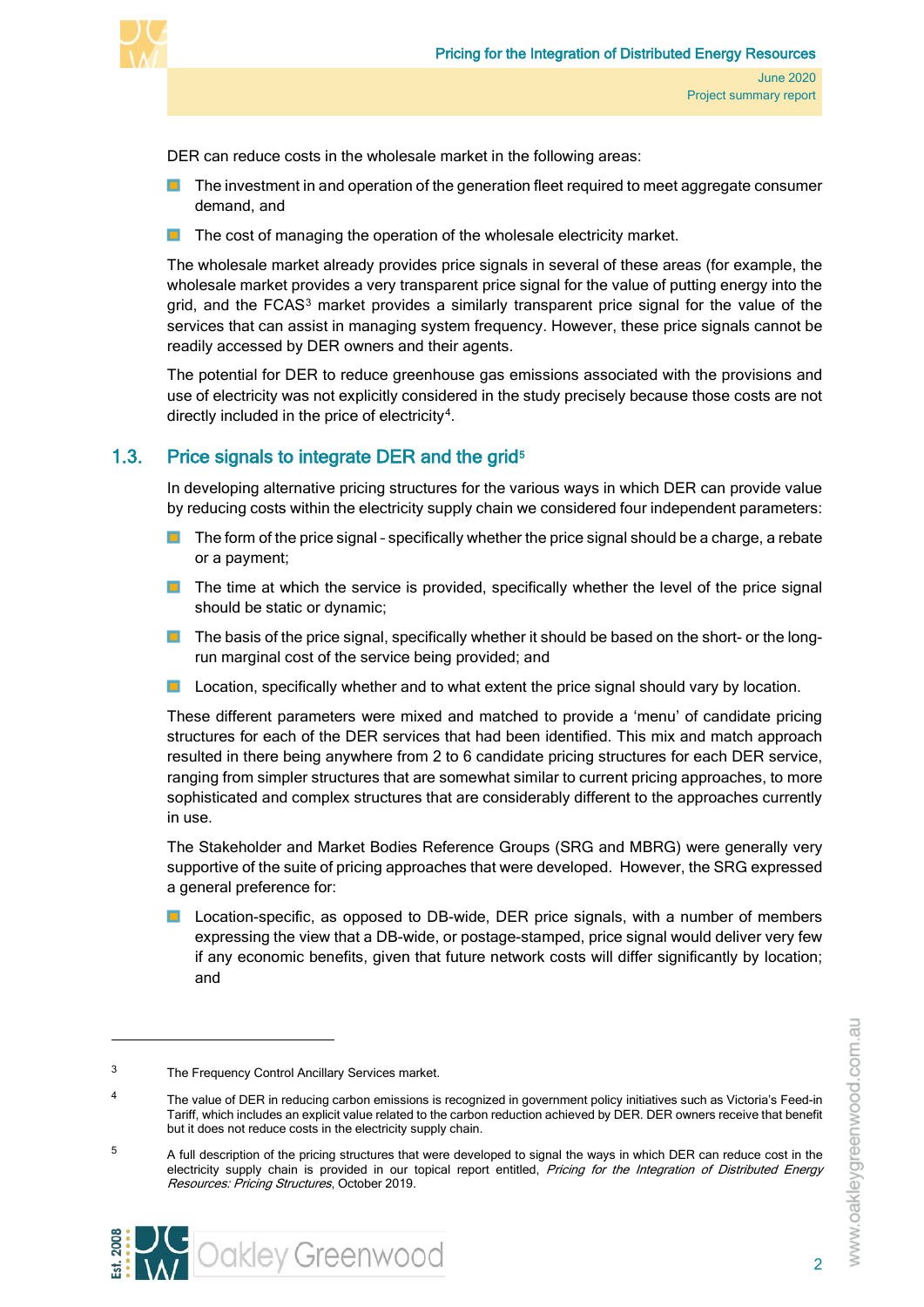DER can reduce costs in the wholesale market in the following areas:

- The investment in and operation of the generation fleet required to meet aggregate consumer demand, and
- The cost of managing the operation of the wholesale electricity market.

The wholesale market already provides price signals in several of these areas (for example, the wholesale market provides a very transparent price signal for the value of putting energy into the grid, and the FCAS[3] market provides a similarly transparent price signal for the value of the services that can assist in managing system frequency. However, these price signals cannot be readily accessed by DER owners and their agents.

The potential for DER to reduce greenhouse gas emissions associated with the provisions and use of electricity was not explicitly considered in the study precisely because those costs are not directly included in the price of electricity[4].

## 1.3. Price signals to integrate DER and the grid[5]

In developing alternative pricing structures for the various ways in which DER can provide value by reducing costs within the electricity supply chain we considered four independent parameters:

- The form of the price signal – specifically whether the price signal should be a charge, a rebate or a payment;
- The time at which the service is provided, specifically whether the level of the price signal should be static or dynamic;
- The basis of the price signal, specifically whether it should be based on the short- or the long-run marginal cost of the service being provided; and
- Location, specifically whether and to what extent the price signal should vary by location.

These different parameters were mixed and matched to provide a 'menu' of candidate pricing structures for each of the DER services that had been identified. This mix and match approach resulted in there being anywhere from 2 to 6 candidate pricing structures for each DER service, ranging from simpler structures that are somewhat similar to current pricing approaches, to more sophisticated and complex structures that are considerably different to the approaches currently in use.

The Stakeholder and Market Bodies Reference Groups (SRG and MBRG) were generally very supportive of the suite of pricing approaches that were developed. However, the SRG expressed a general preference for:

- Location-specific, as opposed to DB-wide, DER price signals, with a number of members expressing the view that a DB-wide, or postage-stamped, price signal would deliver very few if any economic benefits, given that future network costs will differ significantly by location; and

---

[3] The Frequency Control Ancillary Services market.

[4] The value of DER in reducing carbon emissions is recognized in government policy initiatives such as Victoria's Feed-in Tariff, which includes an explicit value related to the carbon reduction achieved by DER. DER owners receive that benefit but it does not reduce costs in the electricity supply chain.

[5] A full description of the pricing structures that were developed to signal the ways in which DER can reduce cost in the electricity supply chain is provided in our topical report entitled, *Pricing for the Integration of Distributed Energy Resources: Pricing Structures*, October 2019.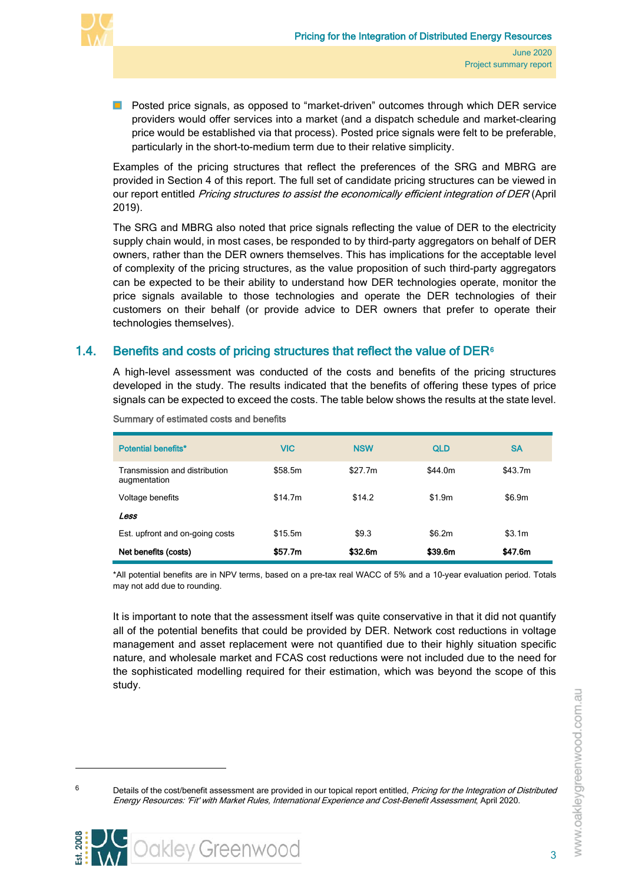- Posted price signals, as opposed to "market-driven" outcomes through which DER service providers would offer services into a market (and a dispatch schedule and market-clearing price would be established via that process). Posted price signals were felt to be preferable, particularly in the short-to-medium term due to their relative simplicity.

Examples of the pricing structures that reflect the preferences of the SRG and MBRG are provided in Section 4 of this report. The full set of candidate pricing structures can be viewed in our report entitled *Pricing structures to assist the economically efficient integration of DER* (April 2019).

The SRG and MBRG also noted that price signals reflecting the value of DER to the electricity supply chain would, in most cases, be responded to by third-party aggregators on behalf of DER owners, rather than the DER owners themselves. This has implications for the acceptable level of complexity of the pricing structures, as the value proposition of such third-party aggregators can be expected to be their ability to understand how DER technologies operate, monitor the price signals available to those technologies and operate the DER technologies of their customers on their behalf (or provide advice to DER owners that prefer to operate their technologies themselves).

## 1.4. Benefits and costs of pricing structures that reflect the value of DER[6]

A high-level assessment was conducted of the costs and benefits of the pricing structures developed in the study. The results indicated that the benefits of offering these types of price signals can be expected to exceed the costs. The table below shows the results at the state level.

Summary of estimated costs and benefits

| Potential benefits* | VIC | NSW | QLD | SA |
|---|---|---|---|---|
| Transmission and distribution augmentation | $58.5m | $27.7m | $44.0m | $43.7m |
| Voltage benefits | $14.7m | $14.2 | $1.9m | $6.9m |
| *Less* | | | | |
| Est. upfront and on-going costs | $15.5m | $9.3 | $6.2m | $3.1m |
| **Net benefits (costs)** | **$57.7m** | **$32.6m** | **$39.6m** | **$47.6m** |

*All potential benefits are in NPV terms, based on a pre-tax real WACC of 5% and a 10-year evaluation period. Totals may not add due to rounding.

It is important to note that the assessment itself was quite conservative in that it did not quantify all of the potential benefits that could be provided by DER. Network cost reductions in voltage management and asset replacement were not quantified due to their highly situation specific nature, and wholesale market and FCAS cost reductions were not included due to the need for the sophisticated modelling required for their estimation, which was beyond the scope of this study.

[6] Details of the cost/benefit assessment are provided in our topical report entitled, *Pricing for the Integration of Distributed Energy Resources: 'Fit' with Market Rules, International Experience and Cost-Benefit Assessment*, April 2020.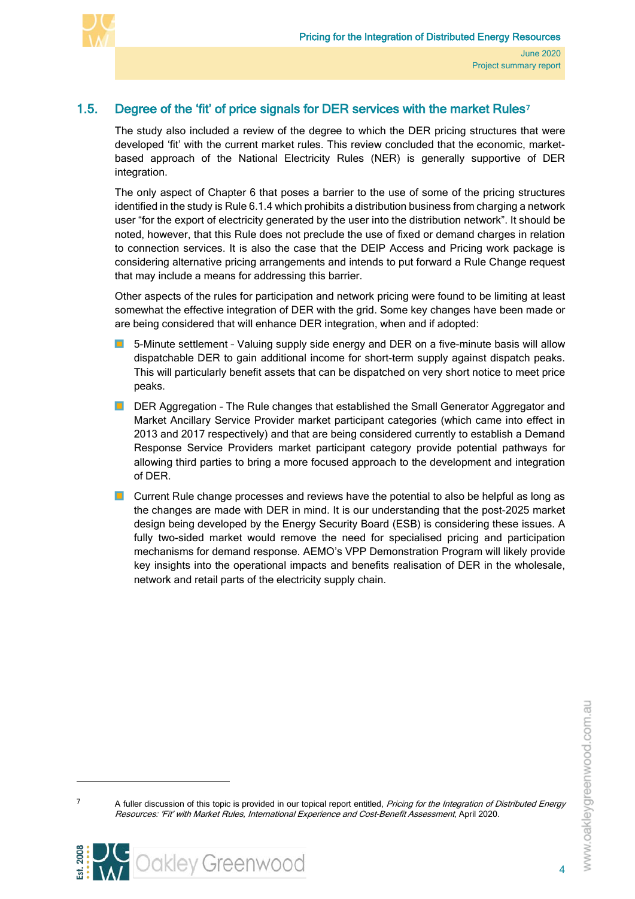## 1.5. Degree of the 'fit' of price signals for DER services with the market Rules[7]

The study also included a review of the degree to which the DER pricing structures that were developed 'fit' with the current market rules. This review concluded that the economic, market-based approach of the National Electricity Rules (NER) is generally supportive of DER integration.

The only aspect of Chapter 6 that poses a barrier to the use of some of the pricing structures identified in the study is Rule 6.1.4 which prohibits a distribution business from charging a network user "for the export of electricity generated by the user into the distribution network". It should be noted, however, that this Rule does not preclude the use of fixed or demand charges in relation to connection services. It is also the case that the DEIP Access and Pricing work package is considering alternative pricing arrangements and intends to put forward a Rule Change request that may include a means for addressing this barrier.

Other aspects of the rules for participation and network pricing were found to be limiting at least somewhat the effective integration of DER with the grid. Some key changes have been made or are being considered that will enhance DER integration, when and if adopted:

- 5-Minute settlement – Valuing supply side energy and DER on a five-minute basis will allow dispatchable DER to gain additional income for short-term supply against dispatch peaks. This will particularly benefit assets that can be dispatched on very short notice to meet price peaks.
- DER Aggregation – The Rule changes that established the Small Generator Aggregator and Market Ancillary Service Provider market participant categories (which came into effect in 2013 and 2017 respectively) and that are being considered currently to establish a Demand Response Service Providers market participant category provide potential pathways for allowing third parties to bring a more focused approach to the development and integration of DER.
- Current Rule change processes and reviews have the potential to also be helpful as long as the changes are made with DER in mind. It is our understanding that the post-2025 market design being developed by the Energy Security Board (ESB) is considering these issues. A fully two-sided market would remove the need for specialised pricing and participation mechanisms for demand response. AEMO's VPP Demonstration Program will likely provide key insights into the operational impacts and benefits realisation of DER in the wholesale, network and retail parts of the electricity supply chain.

---

[7] A fuller discussion of this topic is provided in our topical report entitled, *Pricing for the Integration of Distributed Energy Resources: 'Fit' with Market Rules, International Experience and Cost-Benefit Assessment*, April 2020.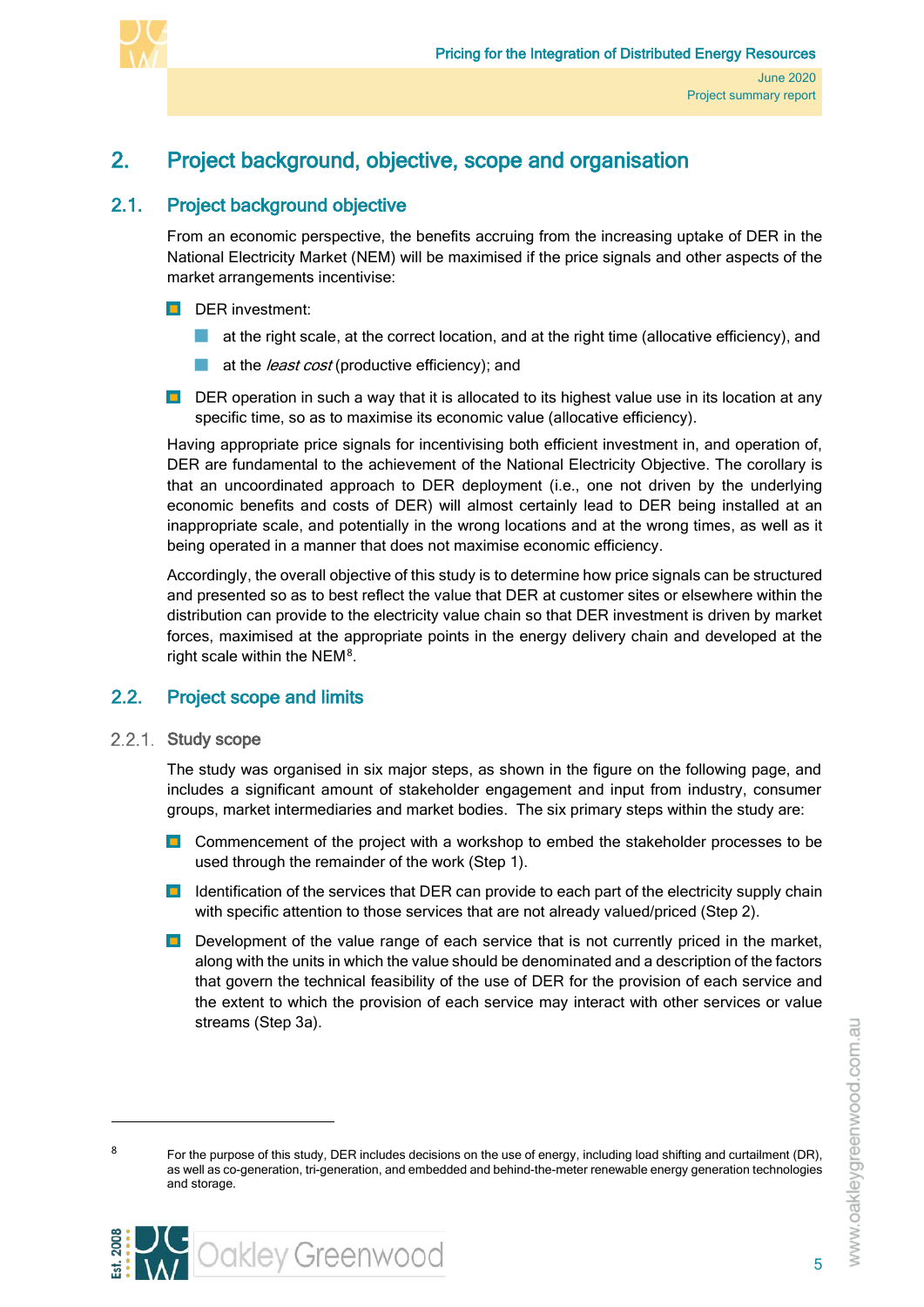# 2. Project background, objective, scope and organisation

## 2.1. Project background objective

From an economic perspective, the benefits accruing from the increasing uptake of DER in the National Electricity Market (NEM) will be maximised if the price signals and other aspects of the market arrangements incentivise:

- DER investment:
  - at the right scale, at the correct location, and at the right time (allocative efficiency), and
  - at the *least cost* (productive efficiency); and
- DER operation in such a way that it is allocated to its highest value use in its location at any specific time, so as to maximise its economic value (allocative efficiency).

Having appropriate price signals for incentivising both efficient investment in, and operation of, DER are fundamental to the achievement of the National Electricity Objective. The corollary is that an uncoordinated approach to DER deployment (i.e., one not driven by the underlying economic benefits and costs of DER) will almost certainly lead to DER being installed at an inappropriate scale, and potentially in the wrong locations and at the wrong times, as well as it being operated in a manner that does not maximise economic efficiency.

Accordingly, the overall objective of this study is to determine how price signals can be structured and presented so as to best reflect the value that DER at customer sites or elsewhere within the distribution can provide to the electricity value chain so that DER investment is driven by market forces, maximised at the appropriate points in the energy delivery chain and developed at the right scale within the NEM[8].

## 2.2. Project scope and limits

### 2.2.1. Study scope

The study was organised in six major steps, as shown in the figure on the following page, and includes a significant amount of stakeholder engagement and input from industry, consumer groups, market intermediaries and market bodies. The six primary steps within the study are:

- Commencement of the project with a workshop to embed the stakeholder processes to be used through the remainder of the work (Step 1).
- Identification of the services that DER can provide to each part of the electricity supply chain with specific attention to those services that are not already valued/priced (Step 2).
- Development of the value range of each service that is not currently priced in the market, along with the units in which the value should be denominated and a description of the factors that govern the technical feasibility of the use of DER for the provision of each service and the extent to which the provision of each service may interact with other services or value streams (Step 3a).

---

[8] For the purpose of this study, DER includes decisions on the use of energy, including load shifting and curtailment (DR), as well as co-generation, tri-generation, and embedded and behind-the-meter renewable energy generation technologies and storage.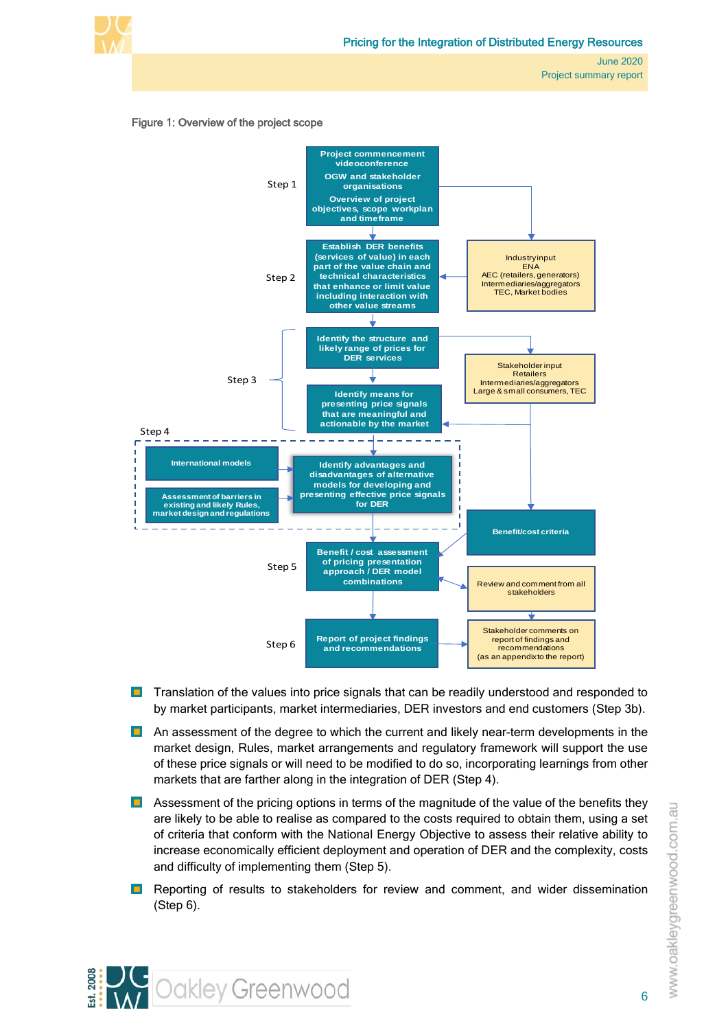Figure 1: Overview of the project scope

Step 1
- Project commencement videoconference
- OGW and stakeholder organisations
- Overview of project objectives, scope workplan and timeframe

Step 2
- Establish DER benefits (services of value) in each part of the value chain and technical characteristics that enhance or limit value including interaction with other value streams
- Industry input: ENA; AEC (retailers, generators); Intermediaries/aggregators; TEC, Market bodies

Step 3
- Identify the structure and likely range of prices for DER services
- Identify means for presenting price signals that are meaningful and actionable by the market
- Stakeholder input: Retailers; Intermediaries/aggregators; Large & small consumers, TEC

Step 4
- International models
- Assessment of barriers in existing and likely Rules, market design and regulations
- Identify advantages and disadvantages of alternative models for developing and presenting effective price signals for DER

Step 5
- Benefit / cost assessment of pricing presentation approach / DER model combinations
- Benefit/cost criteria
- Review and comment from all stakeholders

Step 6
- Report of project findings and recommendations
- Stakeholder comments on report of findings and recommendations (as an appendix to the report)

- Translation of the values into price signals that can be readily understood and responded to by market participants, market intermediaries, DER investors and end customers (Step 3b).
- An assessment of the degree to which the current and likely near-term developments in the market design, Rules, market arrangements and regulatory framework will support the use of these price signals or will need to be modified to do so, incorporating learnings from other markets that are farther along in the integration of DER (Step 4).
- Assessment of the pricing options in terms of the magnitude of the value of the benefits they are likely to be able to realise as compared to the costs required to obtain them, using a set of criteria that conform with the National Energy Objective to assess their relative ability to increase economically efficient deployment and operation of DER and the complexity, costs and difficulty of implementing them (Step 5).
- Reporting of results to stakeholders for review and comment, and wider dissemination (Step 6).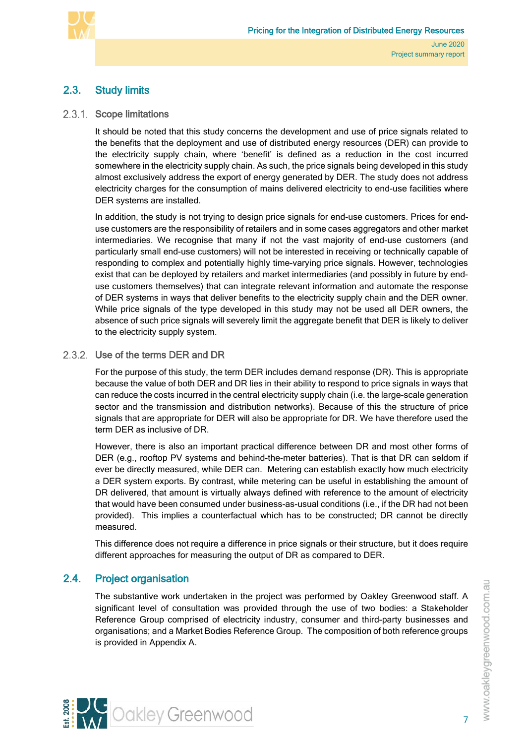## 2.3. Study limits

### 2.3.1. Scope limitations

It should be noted that this study concerns the development and use of price signals related to the benefits that the deployment and use of distributed energy resources (DER) can provide to the electricity supply chain, where 'benefit' is defined as a reduction in the cost incurred somewhere in the electricity supply chain. As such, the price signals being developed in this study almost exclusively address the export of energy generated by DER. The study does not address electricity charges for the consumption of mains delivered electricity to end-use facilities where DER systems are installed.

In addition, the study is not trying to design price signals for end-use customers. Prices for end-use customers are the responsibility of retailers and in some cases aggregators and other market intermediaries. We recognise that many if not the vast majority of end-use customers (and particularly small end-use customers) will not be interested in receiving or technically capable of responding to complex and potentially highly time-varying price signals. However, technologies exist that can be deployed by retailers and market intermediaries (and possibly in future by end-use customers themselves) that can integrate relevant information and automate the response of DER systems in ways that deliver benefits to the electricity supply chain and the DER owner. While price signals of the type developed in this study may not be used all DER owners, the absence of such price signals will severely limit the aggregate benefit that DER is likely to deliver to the electricity supply system.

### 2.3.2. Use of the terms DER and DR

For the purpose of this study, the term DER includes demand response (DR). This is appropriate because the value of both DER and DR lies in their ability to respond to price signals in ways that can reduce the costs incurred in the central electricity supply chain (i.e. the large-scale generation sector and the transmission and distribution networks). Because of this the structure of price signals that are appropriate for DER will also be appropriate for DR. We have therefore used the term DER as inclusive of DR.

However, there is also an important practical difference between DR and most other forms of DER (e.g., rooftop PV systems and behind-the-meter batteries). That is that DR can seldom if ever be directly measured, while DER can. Metering can establish exactly how much electricity a DER system exports. By contrast, while metering can be useful in establishing the amount of DR delivered, that amount is virtually always defined with reference to the amount of electricity that would have been consumed under business-as-usual conditions (i.e., if the DR had not been provided). This implies a counterfactual which has to be constructed; DR cannot be directly measured.

This difference does not require a difference in price signals or their structure, but it does require different approaches for measuring the output of DR as compared to DER.

## 2.4. Project organisation

The substantive work undertaken in the project was performed by Oakley Greenwood staff. A significant level of consultation was provided through the use of two bodies: a Stakeholder Reference Group comprised of electricity industry, consumer and third-party businesses and organisations; and a Market Bodies Reference Group. The composition of both reference groups is provided in Appendix A.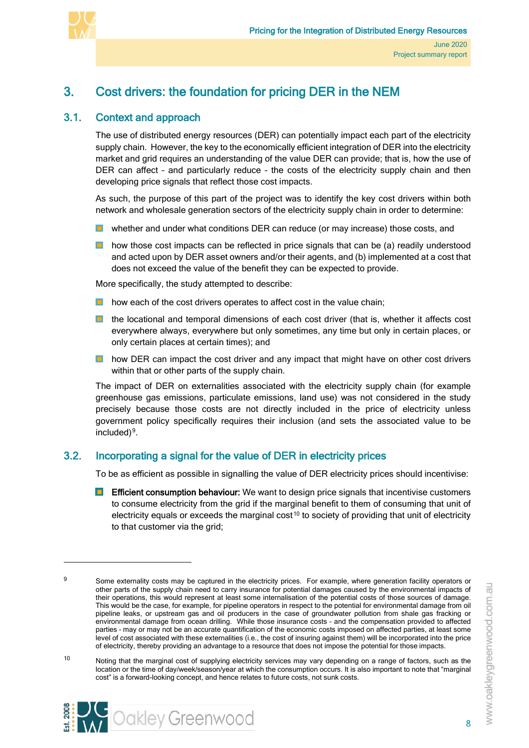# 3. Cost drivers: the foundation for pricing DER in the NEM

## 3.1. Context and approach

The use of distributed energy resources (DER) can potentially impact each part of the electricity supply chain. However, the key to the economically efficient integration of DER into the electricity market and grid requires an understanding of the value DER can provide; that is, how the use of DER can affect – and particularly reduce – the costs of the electricity supply chain and then developing price signals that reflect those cost impacts.

As such, the purpose of this part of the project was to identify the key cost drivers within both network and wholesale generation sectors of the electricity supply chain in order to determine:

- whether and under what conditions DER can reduce (or may increase) those costs, and
- how those cost impacts can be reflected in price signals that can be (a) readily understood and acted upon by DER asset owners and/or their agents, and (b) implemented at a cost that does not exceed the value of the benefit they can be expected to provide.

More specifically, the study attempted to describe:

- how each of the cost drivers operates to affect cost in the value chain;
- the locational and temporal dimensions of each cost driver (that is, whether it affects cost everywhere always, everywhere but only sometimes, any time but only in certain places, or only certain places at certain times); and
- how DER can impact the cost driver and any impact that might have on other cost drivers within that or other parts of the supply chain.

The impact of DER on externalities associated with the electricity supply chain (for example greenhouse gas emissions, particulate emissions, land use) was not considered in the study precisely because those costs are not directly included in the price of electricity unless government policy specifically requires their inclusion (and sets the associated value to be included)[9].

## 3.2. Incorporating a signal for the value of DER in electricity prices

To be as efficient as possible in signalling the value of DER electricity prices should incentivise:

- **Efficient consumption behaviour:** We want to design price signals that incentivise customers to consume electricity from the grid if the marginal benefit to them of consuming that unit of electricity equals or exceeds the marginal cost[10] to society of providing that unit of electricity to that customer via the grid;

---

[9] Some externality costs may be captured in the electricity prices. For example, where generation facility operators or other parts of the supply chain need to carry insurance for potential damages caused by the environmental impacts of their operations, this would represent at least some internalisation of the potential costs of those sources of damage. This would be the case, for example, for pipeline operators in respect to the potential for environmental damage from oil pipeline leaks, or upstream gas and oil producers in the case of groundwater pollution from shale gas fracking or environmental damage from ocean drilling. While those insurance costs – and the compensation provided to affected parties – may or may not be an accurate quantification of the economic costs imposed on affected parties, at least some level of cost associated with these externalities (i.e., the cost of insuring against them) will be incorporated into the price of electricity, thereby providing an advantage to a resource that does not impose the potential for those impacts.

[10] Noting that the marginal cost of supplying electricity services may vary depending on a range of factors, such as the location or the time of day/week/season/year at which the consumption occurs. It is also important to note that "marginal cost" is a forward-looking concept, and hence relates to future costs, not sunk costs.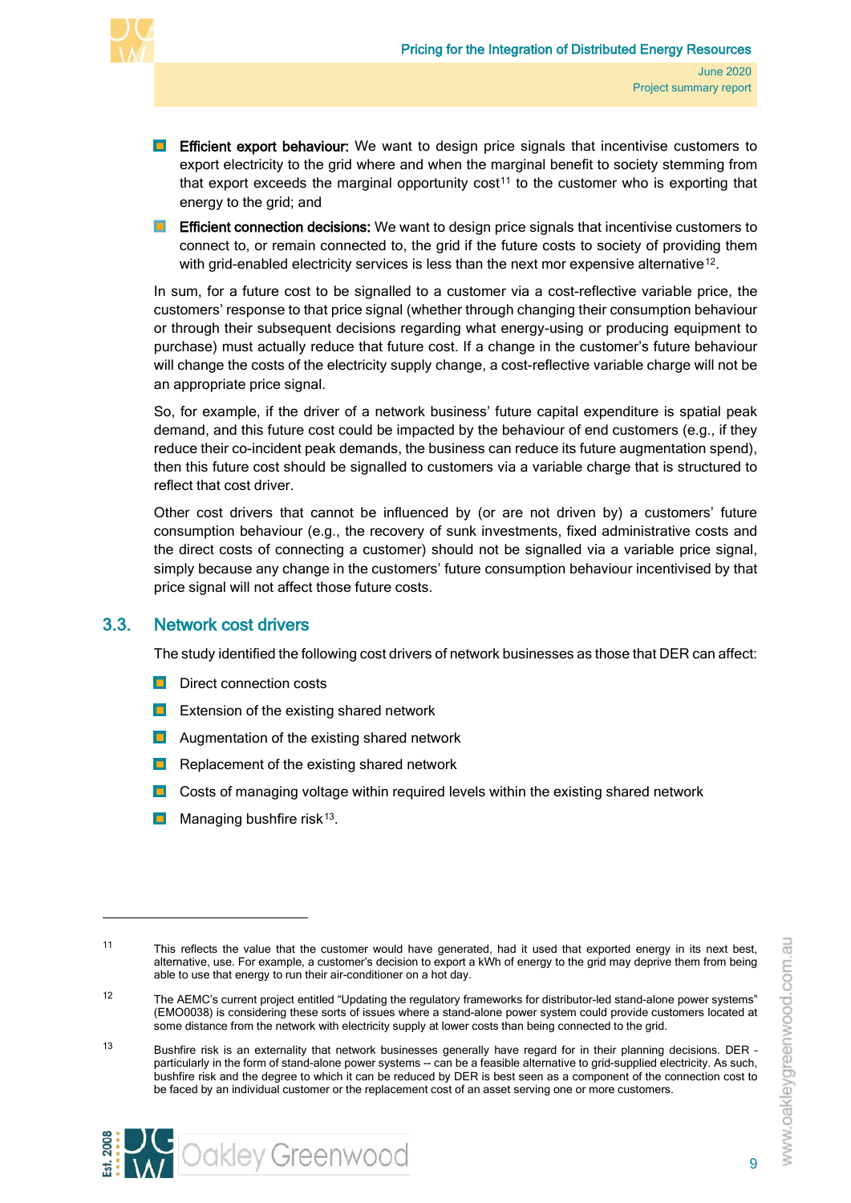- **Efficient export behaviour:** We want to design price signals that incentivise customers to export electricity to the grid where and when the marginal benefit to society stemming from that export exceeds the marginal opportunity cost[11] to the customer who is exporting that energy to the grid; and
- **Efficient connection decisions:** We want to design price signals that incentivise customers to connect to, or remain connected to, the grid if the future costs to society of providing them with grid-enabled electricity services is less than the next mor expensive alternative[12].

In sum, for a future cost to be signalled to a customer via a cost-reflective variable price, the customers' response to that price signal (whether through changing their consumption behaviour or through their subsequent decisions regarding what energy-using or producing equipment to purchase) must actually reduce that future cost. If a change in the customer's future behaviour will change the costs of the electricity supply change, a cost-reflective variable charge will not be an appropriate price signal.

So, for example, if the driver of a network business' future capital expenditure is spatial peak demand, and this future cost could be impacted by the behaviour of end customers (e.g., if they reduce their co-incident peak demands, the business can reduce its future augmentation spend), then this future cost should be signalled to customers via a variable charge that is structured to reflect that cost driver.

Other cost drivers that cannot be influenced by (or are not driven by) a customers' future consumption behaviour (e.g., the recovery of sunk investments, fixed administrative costs and the direct costs of connecting a customer) should not be signalled via a variable price signal, simply because any change in the customers' future consumption behaviour incentivised by that price signal will not affect those future costs.

## 3.3. Network cost drivers

The study identified the following cost drivers of network businesses as those that DER can affect:

- Direct connection costs
- Extension of the existing shared network
- Augmentation of the existing shared network
- Replacement of the existing shared network
- Costs of managing voltage within required levels within the existing shared network
- Managing bushfire risk[13].

---

[11] This reflects the value that the customer would have generated, had it used that exported energy in its next best, alternative, use. For example, a customer's decision to export a kWh of energy to the grid may deprive them from being able to use that energy to run their air-conditioner on a hot day.

[12] The AEMC's current project entitled "Updating the regulatory frameworks for distributor-led stand-alone power systems" (EMO0038) is considering these sorts of issues where a stand-alone power system could provide customers located at some distance from the network with electricity supply at lower costs than being connected to the grid.

[13] Bushfire risk is an externality that network businesses generally have regard for in their planning decisions. DER - particularly in the form of stand-alone power systems -- can be a feasible alternative to grid-supplied electricity. As such, bushfire risk and the degree to which it can be reduced by DER is best seen as a component of the connection cost to be faced by an individual customer or the replacement cost of an asset serving one or more customers.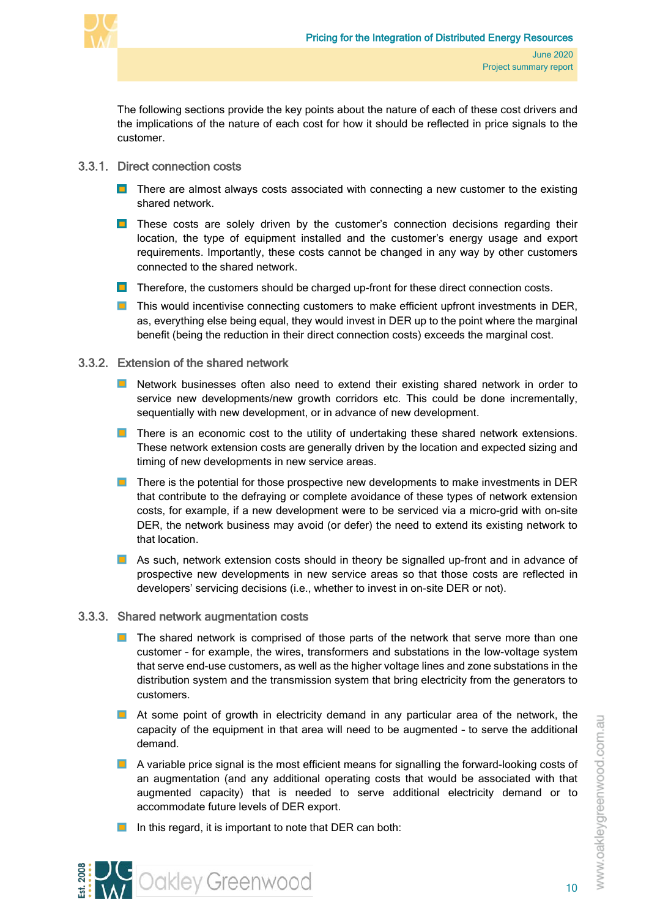The following sections provide the key points about the nature of each of these cost drivers and the implications of the nature of each cost for how it should be reflected in price signals to the customer.

### 3.3.1. Direct connection costs

- There are almost always costs associated with connecting a new customer to the existing shared network.
- These costs are solely driven by the customer's connection decisions regarding their location, the type of equipment installed and the customer's energy usage and export requirements. Importantly, these costs cannot be changed in any way by other customers connected to the shared network.
- Therefore, the customers should be charged up-front for these direct connection costs.
- This would incentivise connecting customers to make efficient upfront investments in DER, as, everything else being equal, they would invest in DER up to the point where the marginal benefit (being the reduction in their direct connection costs) exceeds the marginal cost.

### 3.3.2. Extension of the shared network

- Network businesses often also need to extend their existing shared network in order to service new developments/new growth corridors etc. This could be done incrementally, sequentially with new development, or in advance of new development.
- There is an economic cost to the utility of undertaking these shared network extensions. These network extension costs are generally driven by the location and expected sizing and timing of new developments in new service areas.
- There is the potential for those prospective new developments to make investments in DER that contribute to the defraying or complete avoidance of these types of network extension costs, for example, if a new development were to be serviced via a micro-grid with on-site DER, the network business may avoid (or defer) the need to extend its existing network to that location.
- As such, network extension costs should in theory be signalled up-front and in advance of prospective new developments in new service areas so that those costs are reflected in developers' servicing decisions (i.e., whether to invest in on-site DER or not).

### 3.3.3. Shared network augmentation costs

- The shared network is comprised of those parts of the network that serve more than one customer – for example, the wires, transformers and substations in the low-voltage system that serve end-use customers, as well as the higher voltage lines and zone substations in the distribution system and the transmission system that bring electricity from the generators to customers.
- At some point of growth in electricity demand in any particular area of the network, the capacity of the equipment in that area will need to be augmented – to serve the additional demand.
- A variable price signal is the most efficient means for signalling the forward-looking costs of an augmentation (and any additional operating costs that would be associated with that augmented capacity) that is needed to serve additional electricity demand or to accommodate future levels of DER export.
- In this regard, it is important to note that DER can both: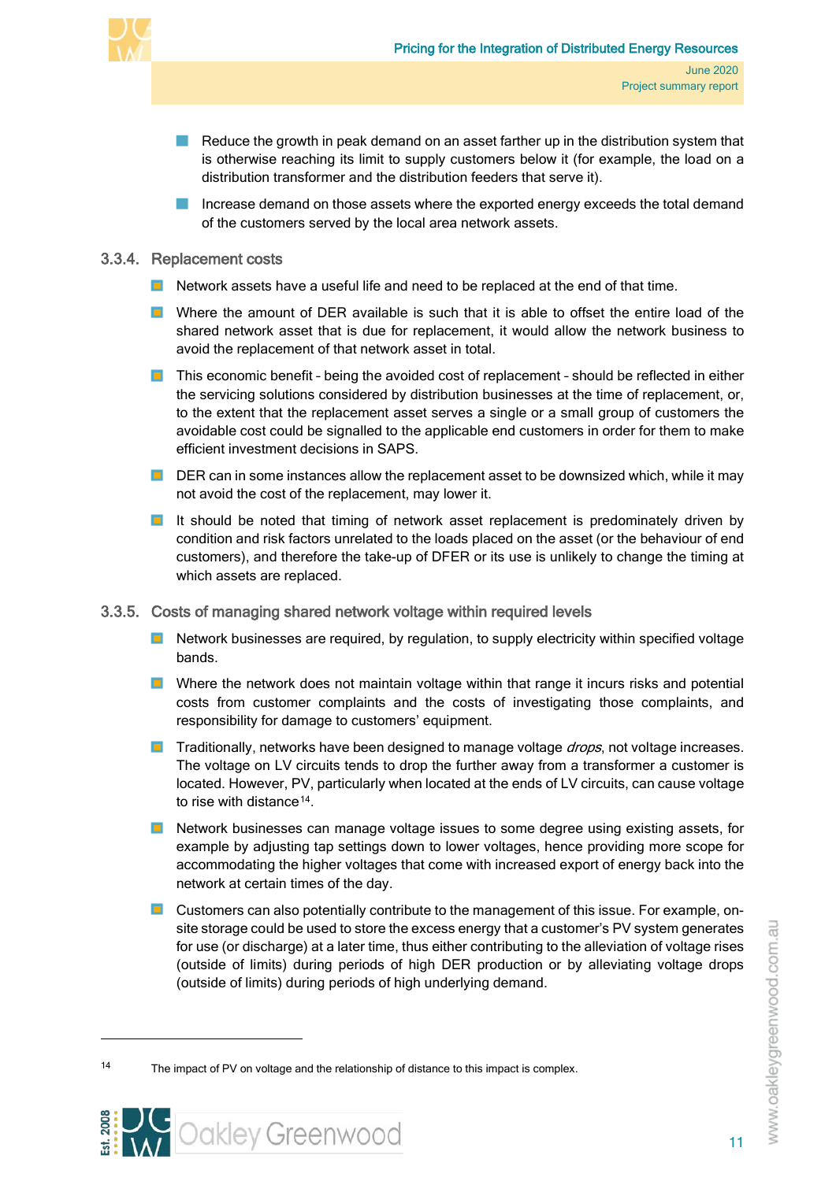- Reduce the growth in peak demand on an asset farther up in the distribution system that is otherwise reaching its limit to supply customers below it (for example, the load on a distribution transformer and the distribution feeders that serve it).
- Increase demand on those assets where the exported energy exceeds the total demand of the customers served by the local area network assets.

### 3.3.4. Replacement costs

- Network assets have a useful life and need to be replaced at the end of that time.
- Where the amount of DER available is such that it is able to offset the entire load of the shared network asset that is due for replacement, it would allow the network business to avoid the replacement of that network asset in total.
- This economic benefit – being the avoided cost of replacement – should be reflected in either the servicing solutions considered by distribution businesses at the time of replacement, or, to the extent that the replacement asset serves a single or a small group of customers the avoidable cost could be signalled to the applicable end customers in order for them to make efficient investment decisions in SAPS.
- DER can in some instances allow the replacement asset to be downsized which, while it may not avoid the cost of the replacement, may lower it.
- It should be noted that timing of network asset replacement is predominately driven by condition and risk factors unrelated to the loads placed on the asset (or the behaviour of end customers), and therefore the take-up of DFER or its use is unlikely to change the timing at which assets are replaced.

### 3.3.5. Costs of managing shared network voltage within required levels

- Network businesses are required, by regulation, to supply electricity within specified voltage bands.
- Where the network does not maintain voltage within that range it incurs risks and potential costs from customer complaints and the costs of investigating those complaints, and responsibility for damage to customers' equipment.
- Traditionally, networks have been designed to manage voltage *drops*, not voltage increases. The voltage on LV circuits tends to drop the further away from a transformer a customer is located. However, PV, particularly when located at the ends of LV circuits, can cause voltage to rise with distance[14].
- Network businesses can manage voltage issues to some degree using existing assets, for example by adjusting tap settings down to lower voltages, hence providing more scope for accommodating the higher voltages that come with increased export of energy back into the network at certain times of the day.
- Customers can also potentially contribute to the management of this issue. For example, on-site storage could be used to store the excess energy that a customer's PV system generates for use (or discharge) at a later time, thus either contributing to the alleviation of voltage rises (outside of limits) during periods of high DER production or by alleviating voltage drops (outside of limits) during periods of high underlying demand.

---

[14] The impact of PV on voltage and the relationship of distance to this impact is complex.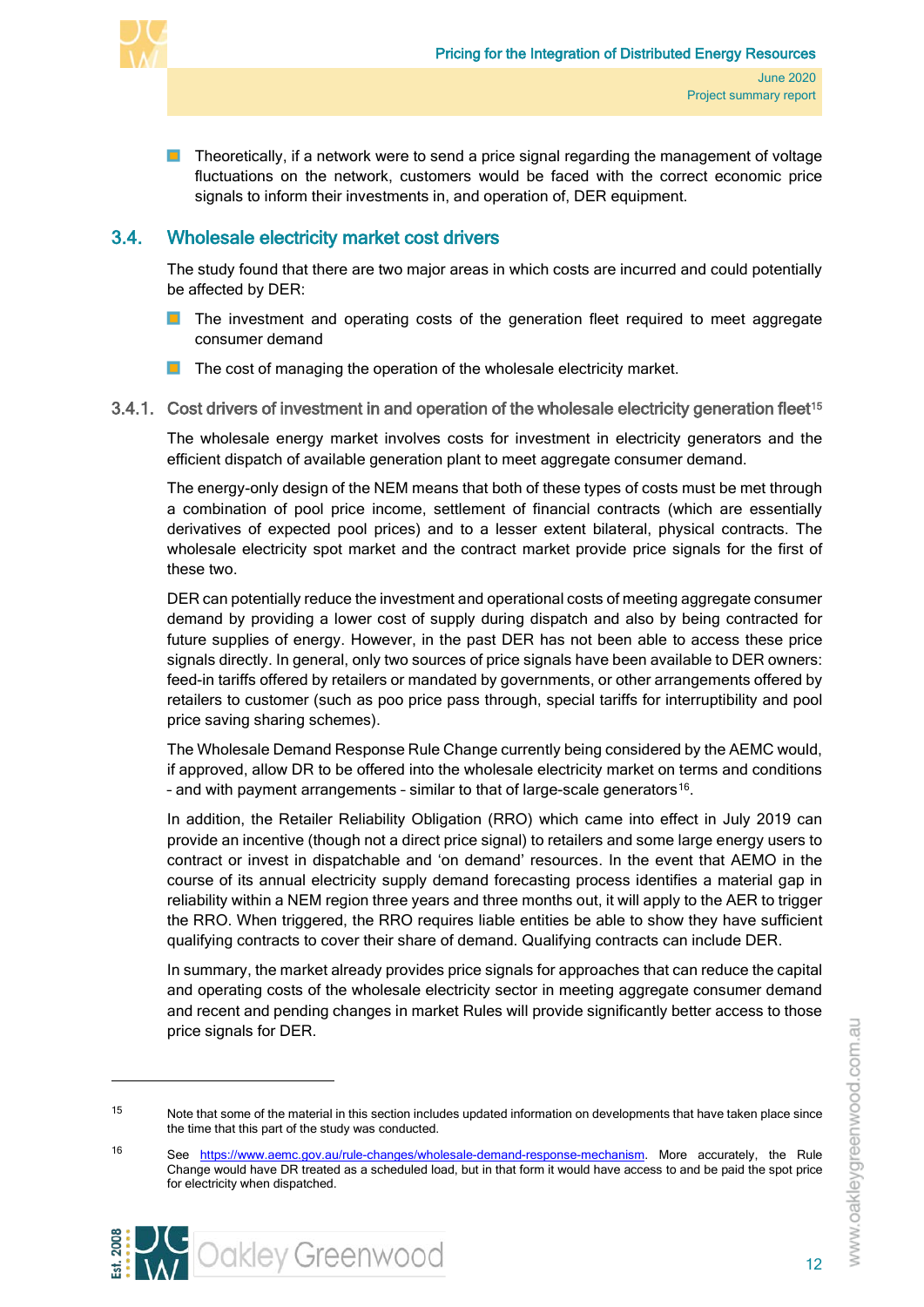- Theoretically, if a network were to send a price signal regarding the management of voltage fluctuations on the network, customers would be faced with the correct economic price signals to inform their investments in, and operation of, DER equipment.

## 3.4. Wholesale electricity market cost drivers

The study found that there are two major areas in which costs are incurred and could potentially be affected by DER:

- The investment and operating costs of the generation fleet required to meet aggregate consumer demand
- The cost of managing the operation of the wholesale electricity market.

### 3.4.1. Cost drivers of investment in and operation of the wholesale electricity generation fleet[15]

The wholesale energy market involves costs for investment in electricity generators and the efficient dispatch of available generation plant to meet aggregate consumer demand.

The energy-only design of the NEM means that both of these types of costs must be met through a combination of pool price income, settlement of financial contracts (which are essentially derivatives of expected pool prices) and to a lesser extent bilateral, physical contracts. The wholesale electricity spot market and the contract market provide price signals for the first of these two.

DER can potentially reduce the investment and operational costs of meeting aggregate consumer demand by providing a lower cost of supply during dispatch and also by being contracted for future supplies of energy. However, in the past DER has not been able to access these price signals directly. In general, only two sources of price signals have been available to DER owners: feed-in tariffs offered by retailers or mandated by governments, or other arrangements offered by retailers to customer (such as poo price pass through, special tariffs for interruptibility and pool price saving sharing schemes).

The Wholesale Demand Response Rule Change currently being considered by the AEMC would, if approved, allow DR to be offered into the wholesale electricity market on terms and conditions – and with payment arrangements – similar to that of large-scale generators[16].

In addition, the Retailer Reliability Obligation (RRO) which came into effect in July 2019 can provide an incentive (though not a direct price signal) to retailers and some large energy users to contract or invest in dispatchable and 'on demand' resources. In the event that AEMO in the course of its annual electricity supply demand forecasting process identifies a material gap in reliability within a NEM region three years and three months out, it will apply to the AER to trigger the RRO. When triggered, the RRO requires liable entities be able to show they have sufficient qualifying contracts to cover their share of demand. Qualifying contracts can include DER.

In summary, the market already provides price signals for approaches that can reduce the capital and operating costs of the wholesale electricity sector in meeting aggregate consumer demand and recent and pending changes in market Rules will provide significantly better access to those price signals for DER.

---

[15] Note that some of the material in this section includes updated information on developments that have taken place since the time that this part of the study was conducted.

[16] See https://www.aemc.gov.au/rule-changes/wholesale-demand-response-mechanism. More accurately, the Rule Change would have DR treated as a scheduled load, but in that form it would have access to and be paid the spot price for electricity when dispatched.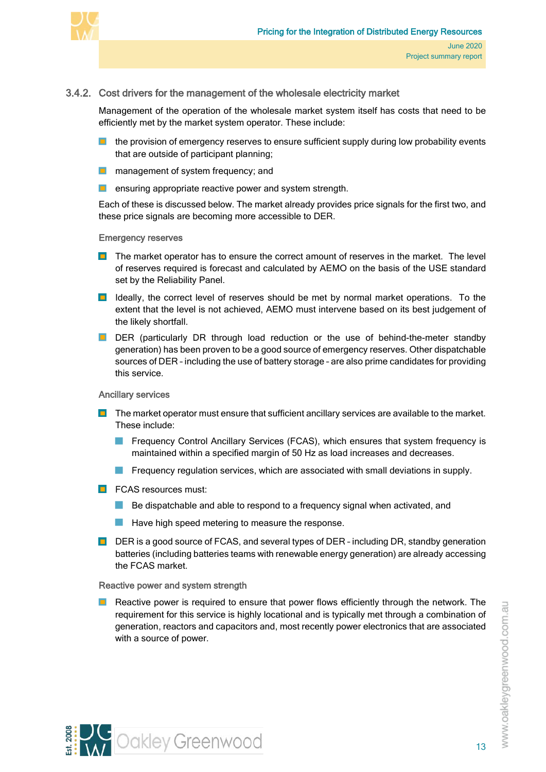### 3.4.2. Cost drivers for the management of the wholesale electricity market

Management of the operation of the wholesale market system itself has costs that need to be efficiently met by the market system operator. These include:

- the provision of emergency reserves to ensure sufficient supply during low probability events that are outside of participant planning;
- management of system frequency; and
- ensuring appropriate reactive power and system strength.

Each of these is discussed below. The market already provides price signals for the first two, and these price signals are becoming more accessible to DER.

#### Emergency reserves

- The market operator has to ensure the correct amount of reserves in the market. The level of reserves required is forecast and calculated by AEMO on the basis of the USE standard set by the Reliability Panel.
- Ideally, the correct level of reserves should be met by normal market operations. To the extent that the level is not achieved, AEMO must intervene based on its best judgement of the likely shortfall.
- DER (particularly DR through load reduction or the use of behind-the-meter standby generation) has been proven to be a good source of emergency reserves. Other dispatchable sources of DER – including the use of battery storage – are also prime candidates for providing this service.

#### Ancillary services

- The market operator must ensure that sufficient ancillary services are available to the market. These include:
  - Frequency Control Ancillary Services (FCAS), which ensures that system frequency is maintained within a specified margin of 50 Hz as load increases and decreases.
  - Frequency regulation services, which are associated with small deviations in supply.
- FCAS resources must:
  - Be dispatchable and able to respond to a frequency signal when activated, and
  - Have high speed metering to measure the response.
- DER is a good source of FCAS, and several types of DER – including DR, standby generation batteries (including batteries teams with renewable energy generation) are already accessing the FCAS market.

#### Reactive power and system strength

- Reactive power is required to ensure that power flows efficiently through the network. The requirement for this service is highly locational and is typically met through a combination of generation, reactors and capacitors and, most recently power electronics that are associated with a source of power.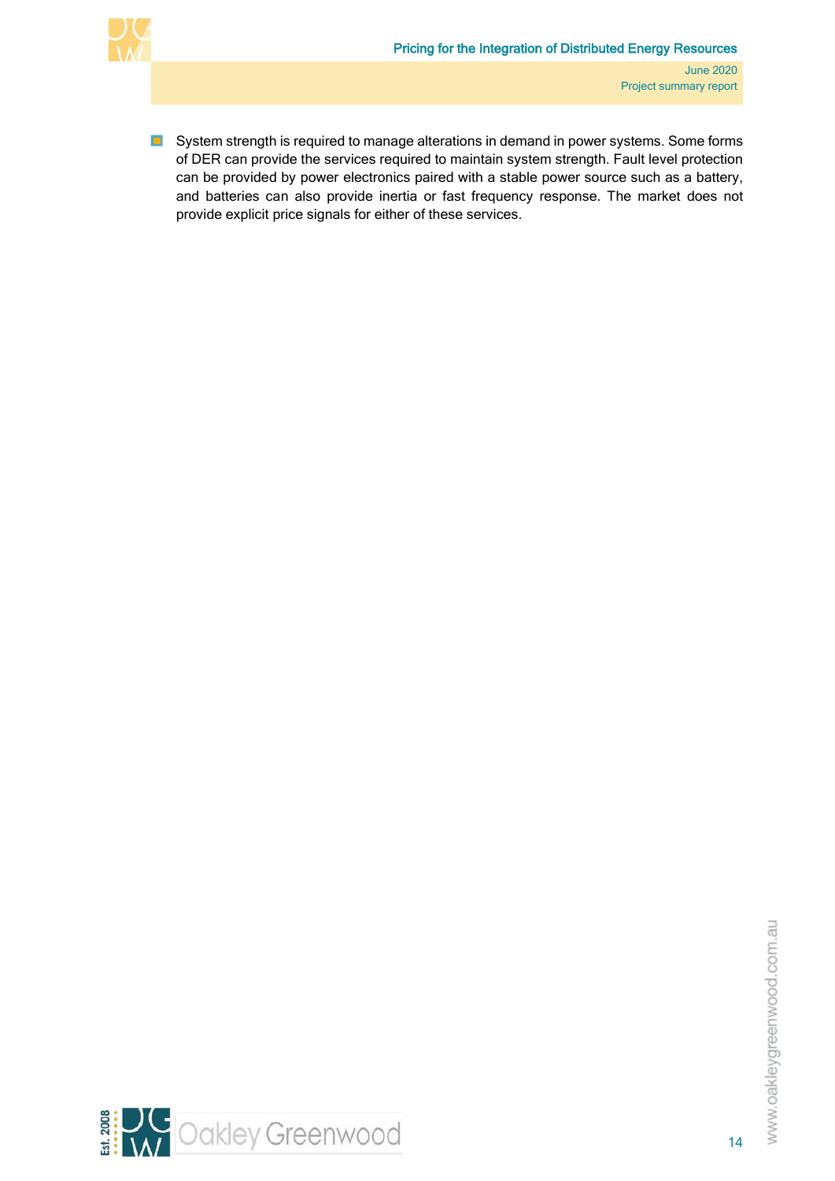- System strength is required to manage alterations in demand in power systems. Some forms of DER can provide the services required to maintain system strength. Fault level protection can be provided by power electronics paired with a stable power source such as a battery, and batteries can also provide inertia or fast frequency response. The market does not provide explicit price signals for either of these services.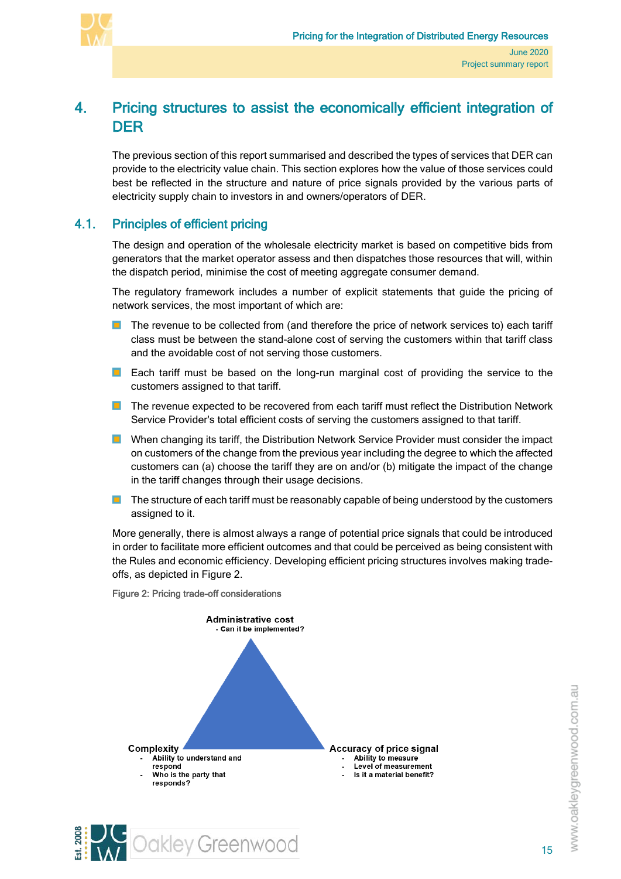# 4. Pricing structures to assist the economically efficient integration of DER

The previous section of this report summarised and described the types of services that DER can provide to the electricity value chain. This section explores how the value of those services could best be reflected in the structure and nature of price signals provided by the various parts of electricity supply chain to investors in and owners/operators of DER.

## 4.1. Principles of efficient pricing

The design and operation of the wholesale electricity market is based on competitive bids from generators that the market operator assess and then dispatches those resources that will, within the dispatch period, minimise the cost of meeting aggregate consumer demand.

The regulatory framework includes a number of explicit statements that guide the pricing of network services, the most important of which are:

- The revenue to be collected from (and therefore the price of network services to) each tariff class must be between the stand-alone cost of serving the customers within that tariff class and the avoidable cost of not serving those customers.
- Each tariff must be based on the long-run marginal cost of providing the service to the customers assigned to that tariff.
- The revenue expected to be recovered from each tariff must reflect the Distribution Network Service Provider's total efficient costs of serving the customers assigned to that tariff.
- When changing its tariff, the Distribution Network Service Provider must consider the impact on customers of the change from the previous year including the degree to which the affected customers can (a) choose the tariff they are on and/or (b) mitigate the impact of the change in the tariff changes through their usage decisions.
- The structure of each tariff must be reasonably capable of being understood by the customers assigned to it.

More generally, there is almost always a range of potential price signals that could be introduced in order to facilitate more efficient outcomes and that could be perceived as being consistent with the Rules and economic efficiency. Developing efficient pricing structures involves making trade-offs, as depicted in Figure 2.

Figure 2: Pricing trade-off considerations

**Administrative cost**
- Can it be implemented?

**Complexity**
- Ability to understand and respond
- Who is the party that responds?

**Accuracy of price signal**
- Ability to measure
- Level of measurement
- Is it a material benefit?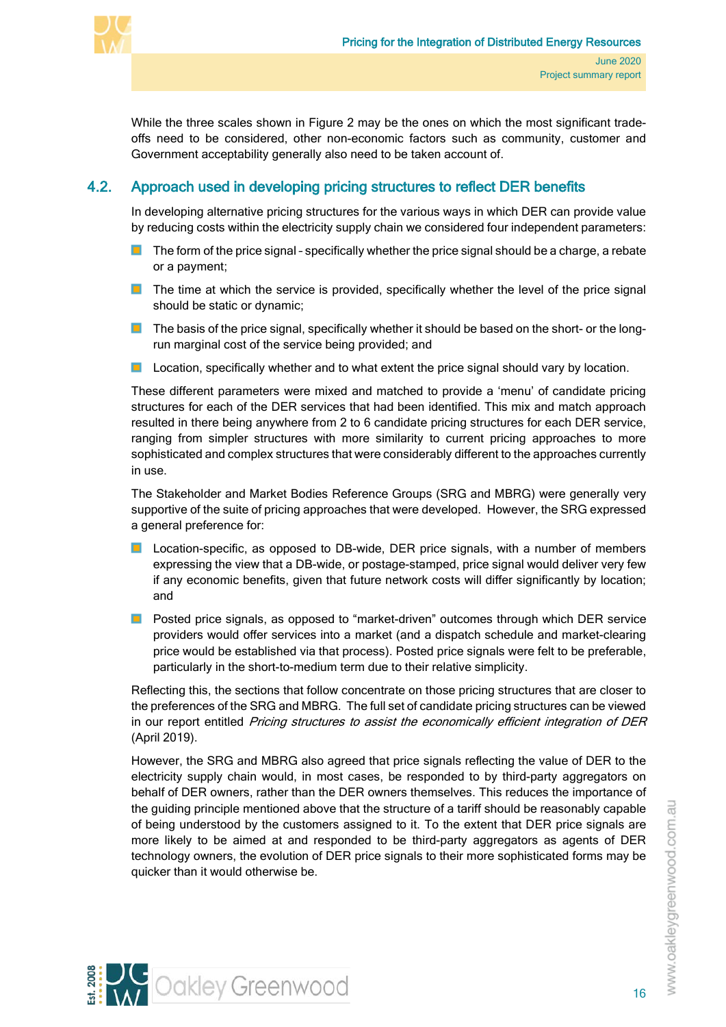While the three scales shown in Figure 2 may be the ones on which the most significant trade-offs need to be considered, other non-economic factors such as community, customer and Government acceptability generally also need to be taken account of.

## 4.2. Approach used in developing pricing structures to reflect DER benefits

In developing alternative pricing structures for the various ways in which DER can provide value by reducing costs within the electricity supply chain we considered four independent parameters:

- The form of the price signal – specifically whether the price signal should be a charge, a rebate or a payment;
- The time at which the service is provided, specifically whether the level of the price signal should be static or dynamic;
- The basis of the price signal, specifically whether it should be based on the short- or the long-run marginal cost of the service being provided; and
- Location, specifically whether and to what extent the price signal should vary by location.

These different parameters were mixed and matched to provide a 'menu' of candidate pricing structures for each of the DER services that had been identified. This mix and match approach resulted in there being anywhere from 2 to 6 candidate pricing structures for each DER service, ranging from simpler structures with more similarity to current pricing approaches to more sophisticated and complex structures that were considerably different to the approaches currently in use.

The Stakeholder and Market Bodies Reference Groups (SRG and MBRG) were generally very supportive of the suite of pricing approaches that were developed. However, the SRG expressed a general preference for:

- Location-specific, as opposed to DB-wide, DER price signals, with a number of members expressing the view that a DB-wide, or postage-stamped, price signal would deliver very few if any economic benefits, given that future network costs will differ significantly by location; and
- Posted price signals, as opposed to "market-driven" outcomes through which DER service providers would offer services into a market (and a dispatch schedule and market-clearing price would be established via that process). Posted price signals were felt to be preferable, particularly in the short-to-medium term due to their relative simplicity.

Reflecting this, the sections that follow concentrate on those pricing structures that are closer to the preferences of the SRG and MBRG. The full set of candidate pricing structures can be viewed in our report entitled *Pricing structures to assist the economically efficient integration of DER* (April 2019).

However, the SRG and MBRG also agreed that price signals reflecting the value of DER to the electricity supply chain would, in most cases, be responded to by third-party aggregators on behalf of DER owners, rather than the DER owners themselves. This reduces the importance of the guiding principle mentioned above that the structure of a tariff should be reasonably capable of being understood by the customers assigned to it. To the extent that DER price signals are more likely to be aimed at and responded to be third-party aggregators as agents of DER technology owners, the evolution of DER price signals to their more sophisticated forms may be quicker than it would otherwise be.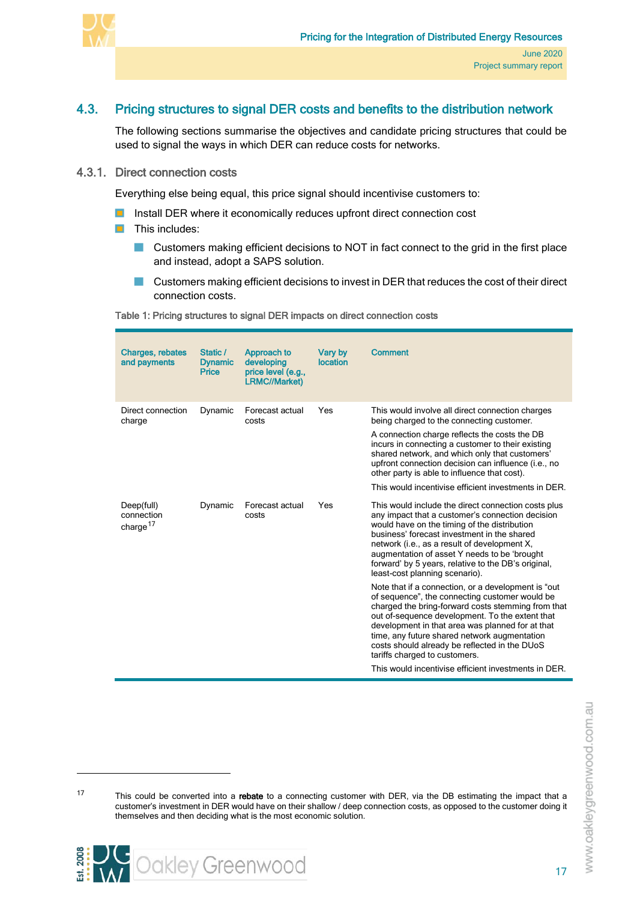## 4.3. Pricing structures to signal DER costs and benefits to the distribution network

The following sections summarise the objectives and candidate pricing structures that could be used to signal the ways in which DER can reduce costs for networks.

### 4.3.1. Direct connection costs

Everything else being equal, this price signal should incentivise customers to:

- Install DER where it economically reduces upfront direct connection cost
- This includes:
  - Customers making efficient decisions to NOT in fact connect to the grid in the first place and instead, adopt a SAPS solution.
  - Customers making efficient decisions to invest in DER that reduces the cost of their direct connection costs.

**Table 1: Pricing structures to signal DER impacts on direct connection costs**

| Charges, rebates and payments | Static / Dynamic Price | Approach to developing price level (e.g., LRMC//Market) | Vary by location | Comment |
|---|---|---|---|---|
| Direct connection charge | Dynamic | Forecast actual costs | Yes | This would involve all direct connection charges being charged to the connecting customer.<br><br>A connection charge reflects the costs the DB incurs in connecting a customer to their existing shared network, and which only that customers' upfront connection decision can influence (i.e., no other party is able to influence that cost).<br><br>This would incentivise efficient investments in DER. |
| Deep(full) connection charge[17] | Dynamic | Forecast actual costs | Yes | This would include the direct connection costs plus any impact that a customer's connection decision would have on the timing of the distribution business' forecast investment in the shared network (i.e., as a result of development X, augmentation of asset Y needs to be 'brought forward' by 5 years, relative to the DB's original, least-cost planning scenario).<br><br>Note that if a connection, or a development is "out of sequence", the connecting customer would be charged the bring-forward costs stemming from that out of-sequence development. To the extent that development in that area was planned for at that time, any future shared network augmentation costs should already be reflected in the DUoS tariffs charged to customers.<br><br>This would incentivise efficient investments in DER. |

[17] This could be converted into a **rebate** to a connecting customer with DER, via the DB estimating the impact that a customer's investment in DER would have on their shallow / deep connection costs, as opposed to the customer doing it themselves and then deciding what is the most economic solution.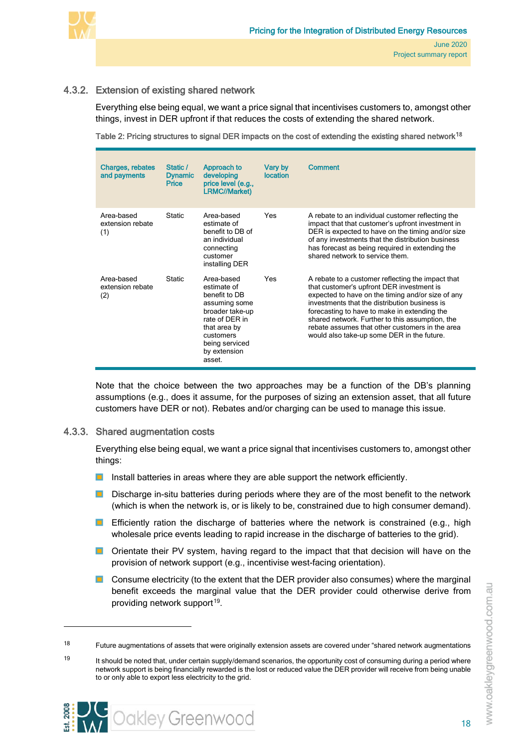### 4.3.2. Extension of existing shared network

Everything else being equal, we want a price signal that incentivises customers to, amongst other things, invest in DER upfront if that reduces the costs of extending the shared network.

Table 2: Pricing structures to signal DER impacts on the cost of extending the existing shared network[18]

| Charges, rebates and payments | Static / Dynamic Price | Approach to developing price level (e.g., LRMC//Market) | Vary by location | Comment |
|---|---|---|---|---|
| Area-based extension rebate (1) | Static | Area-based estimate of benefit to DB of an individual connecting customer installing DER | Yes | A rebate to an individual customer reflecting the impact that that customer's upfront investment in DER is expected to have on the timing and/or size of any investments that the distribution business has forecast as being required in extending the shared network to service them. |
| Area-based extension rebate (2) | Static | Area-based estimate of benefit to DB assuming some broader take-up rate of DER in that area by customers being serviced by extension asset. | Yes | A rebate to a customer reflecting the impact that that customer's upfront DER investment is expected to have on the timing and/or size of any investments that the distribution business is forecasting to have to make in extending the shared network. Further to this assumption, the rebate assumes that other customers in the area would also take-up some DER in the future. |

Note that the choice between the two approaches may be a function of the DB's planning assumptions (e.g., does it assume, for the purposes of sizing an extension asset, that all future customers have DER or not). Rebates and/or charging can be used to manage this issue.

### 4.3.3. Shared augmentation costs

Everything else being equal, we want a price signal that incentivises customers to, amongst other things:

- Install batteries in areas where they are able support the network efficiently.
- Discharge in-situ batteries during periods where they are of the most benefit to the network (which is when the network is, or is likely to be, constrained due to high consumer demand).
- Efficiently ration the discharge of batteries where the network is constrained (e.g., high wholesale price events leading to rapid increase in the discharge of batteries to the grid).
- Orientate their PV system, having regard to the impact that that decision will have on the provision of network support (e.g., incentivise west-facing orientation).
- Consume electricity (to the extent that the DER provider also consumes) where the marginal benefit exceeds the marginal value that the DER provider could otherwise derive from providing network support[19].

---

[18] Future augmentations of assets that were originally extension assets are covered under "shared network augmentations

[19] It should be noted that, under certain supply/demand scenarios, the opportunity cost of consuming during a period where network support is being financially rewarded is the lost or reduced value the DER provider will receive from being unable to or only able to export less electricity to the grid.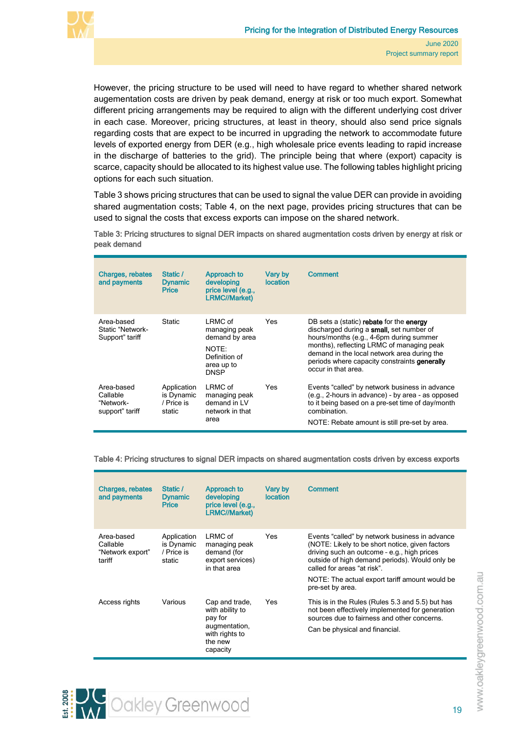However, the pricing structure to be used will need to have regard to whether shared network augementation costs are driven by peak demand, energy at risk or too much export. Somewhat different pricing arrangements may be required to align with the different underlying cost driver in each case. Moreover, pricing structures, at least in theory, should also send price signals regarding costs that are expect to be incurred in upgrading the network to accommodate future levels of exported energy from DER (e.g., high wholesale price events leading to rapid increase in the discharge of batteries to the grid). The principle being that where (export) capacity is scarce, capacity should be allocated to its highest value use. The following tables highlight pricing options for each such situation.

Table 3 shows pricing structures that can be used to signal the value DER can provide in avoiding shared augmentation costs; Table 4, on the next page, provides pricing structures that can be used to signal the costs that excess exports can impose on the shared network.

**Table 3: Pricing structures to signal DER impacts on shared augmentation costs driven by energy at risk or peak demand**

| Charges, rebates and payments | Static / Dynamic Price | Approach to developing price level (e.g., LRMC//Market) | Vary by location | Comment |
|---|---|---|---|---|
| Area-based Static "Network-Support" tariff | Static | LRMC of managing peak demand by area<br><br>NOTE: Definition of area up to DNSP | Yes | DB sets a (static) **rebate** for the **energy** discharged during a **small,** set number of hours/months (e.g., 4-6pm during summer months), reflecting LRMC of managing peak demand in the local network area during the periods where capacity constraints **generally** occur in that area. |
| Area-based Callable "Network-support" tariff | Application is Dynamic / Price is static | LRMC of managing peak demand in LV network in that area | Yes | Events "called" by network business in advance (e.g., 2-hours in advance) - by area - as opposed to it being based on a pre-set time of day/month combination.<br><br>NOTE: Rebate amount is still pre-set by area. |

**Table 4: Pricing structures to signal DER impacts on shared augmentation costs driven by excess exports**

| Charges, rebates and payments | Static / Dynamic Price | Approach to developing price level (e.g., LRMC//Market) | Vary by location | Comment |
|---|---|---|---|---|
| Area-based Callable "Network export" tariff | Application is Dynamic / Price is static | LRMC of managing peak demand (for export services) in that area | Yes | Events "called" by network business in advance (NOTE: Likely to be short notice, given factors driving such an outcome - e.g., high prices outside of high demand periods). Would only be called for areas "at risk".<br><br>NOTE: The actual export tariff amount would be pre-set by area. |
| Access rights | Various | Cap and trade, with ability to pay for augmentation, with rights to the new capacity | Yes | This is in the Rules (Rules 5.3 and 5.5) but has not been effectively implemented for generation sources due to fairness and other concerns.<br><br>Can be physical and financial. |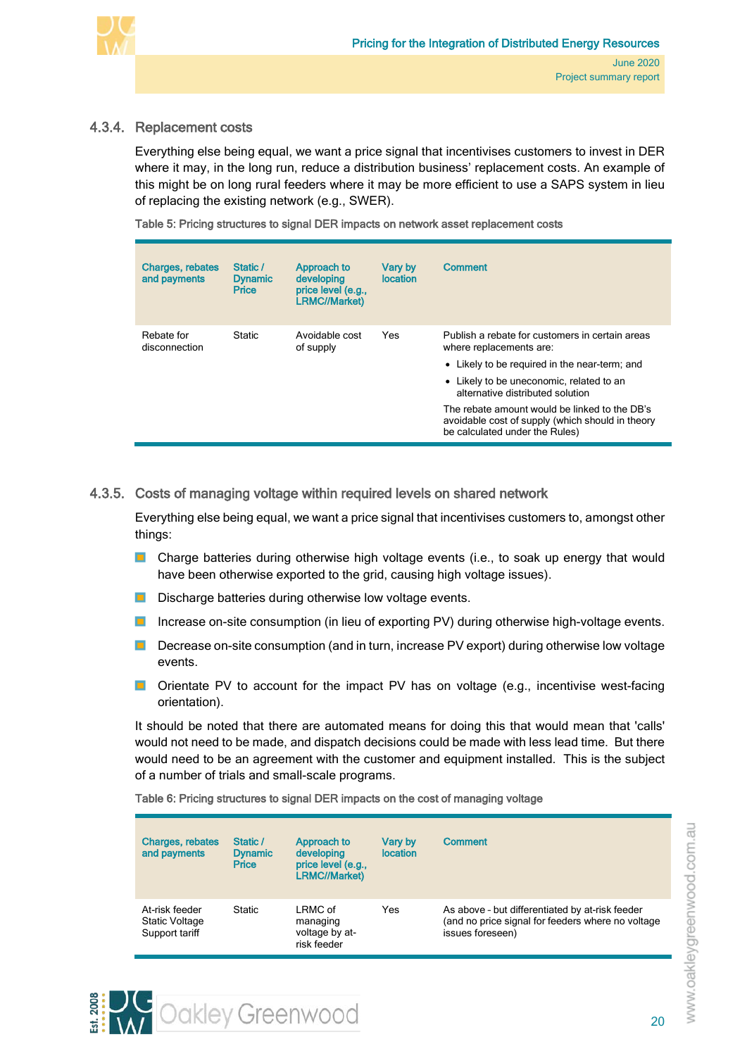### 4.3.4. Replacement costs

Everything else being equal, we want a price signal that incentivises customers to invest in DER where it may, in the long run, reduce a distribution business' replacement costs. An example of this might be on long rural feeders where it may be more efficient to use a SAPS system in lieu of replacing the existing network (e.g., SWER).

Table 5: Pricing structures to signal DER impacts on network asset replacement costs

| Charges, rebates and payments | Static / Dynamic Price | Approach to developing price level (e.g., LRMC//Market) | Vary by location | Comment |
|---|---|---|---|---|
| Rebate for disconnection | Static | Avoidable cost of supply | Yes | Publish a rebate for customers in certain areas where replacements are:<br>• Likely to be required in the near-term; and<br>• Likely to be uneconomic, related to an alternative distributed solution<br>The rebate amount would be linked to the DB's avoidable cost of supply (which should in theory be calculated under the Rules) |

### 4.3.5. Costs of managing voltage within required levels on shared network

Everything else being equal, we want a price signal that incentivises customers to, amongst other things:

- Charge batteries during otherwise high voltage events (i.e., to soak up energy that would have been otherwise exported to the grid, causing high voltage issues).
- Discharge batteries during otherwise low voltage events.
- Increase on-site consumption (in lieu of exporting PV) during otherwise high-voltage events.
- Decrease on-site consumption (and in turn, increase PV export) during otherwise low voltage events.
- Orientate PV to account for the impact PV has on voltage (e.g., incentivise west-facing orientation).

It should be noted that there are automated means for doing this that would mean that 'calls' would not need to be made, and dispatch decisions could be made with less lead time. But there would need to be an agreement with the customer and equipment installed. This is the subject of a number of trials and small-scale programs.

Table 6: Pricing structures to signal DER impacts on the cost of managing voltage

| Charges, rebates and payments | Static / Dynamic Price | Approach to developing price level (e.g., LRMC//Market) | Vary by location | Comment |
|---|---|---|---|---|
| At-risk feeder Static Voltage Support tariff | Static | LRMC of managing voltage by at-risk feeder | Yes | As above - but differentiated by at-risk feeder (and no price signal for feeders where no voltage issues foreseen) |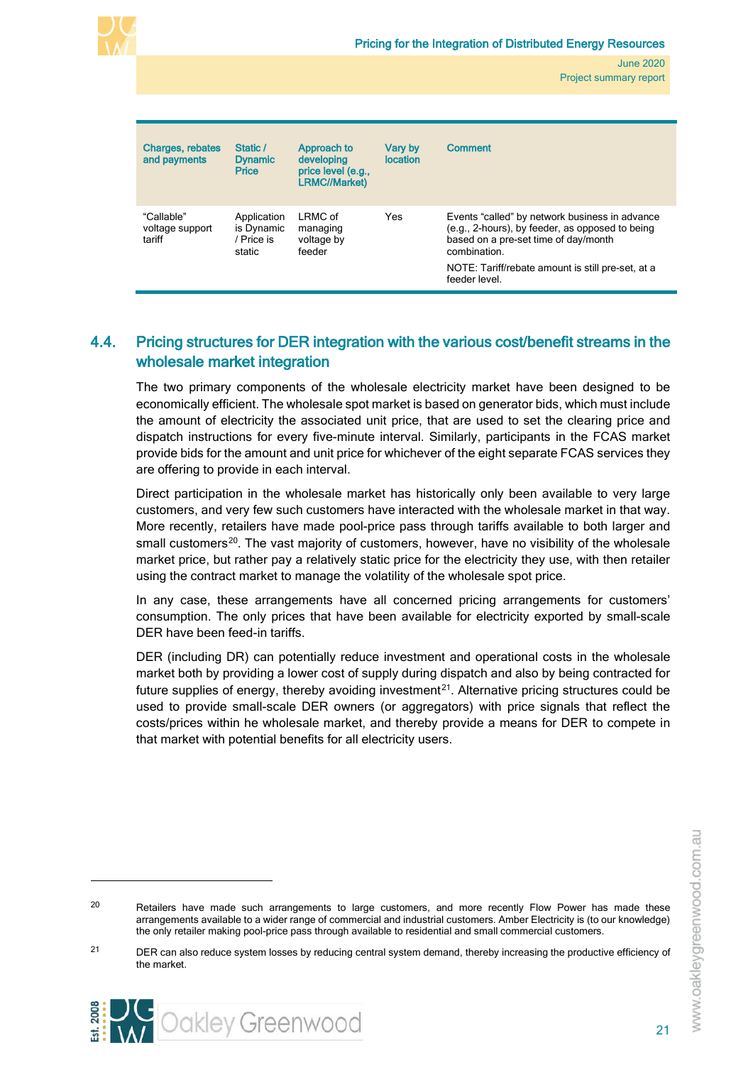| Charges, rebates and payments | Static / Dynamic Price | Approach to developing price level (e.g., LRMC//Market) | Vary by location | Comment |
|---|---|---|---|---|
| "Callable" voltage support tariff | Application is Dynamic / Price is static | LRMC of managing voltage by feeder | Yes | Events "called" by network business in advance (e.g., 2-hours), by feeder, as opposed to being based on a pre-set time of day/month combination. NOTE: Tariff/rebate amount is still pre-set, at a feeder level. |

## 4.4. Pricing structures for DER integration with the various cost/benefit streams in the wholesale market integration

The two primary components of the wholesale electricity market have been designed to be economically efficient. The wholesale spot market is based on generator bids, which must include the amount of electricity the associated unit price, that are used to set the clearing price and dispatch instructions for every five-minute interval. Similarly, participants in the FCAS market provide bids for the amount and unit price for whichever of the eight separate FCAS services they are offering to provide in each interval.

Direct participation in the wholesale market has historically only been available to very large customers, and very few such customers have interacted with the wholesale market in that way. More recently, retailers have made pool-price pass through tariffs available to both larger and small customers[20]. The vast majority of customers, however, have no visibility of the wholesale market price, but rather pay a relatively static price for the electricity they use, with then retailer using the contract market to manage the volatility of the wholesale spot price.

In any case, these arrangements have all concerned pricing arrangements for customers' consumption. The only prices that have been available for electricity exported by small-scale DER have been feed-in tariffs.

DER (including DR) can potentially reduce investment and operational costs in the wholesale market both by providing a lower cost of supply during dispatch and also by being contracted for future supplies of energy, thereby avoiding investment[21]. Alternative pricing structures could be used to provide small-scale DER owners (or aggregators) with price signals that reflect the costs/prices within he wholesale market, and thereby provide a means for DER to compete in that market with potential benefits for all electricity users.

---

[20] Retailers have made such arrangements to large customers, and more recently Flow Power has made these arrangements available to a wider range of commercial and industrial customers. Amber Electricity is (to our knowledge) the only retailer making pool-price pass through available to residential and small commercial customers.

[21] DER can also reduce system losses by reducing central system demand, thereby increasing the productive efficiency of the market.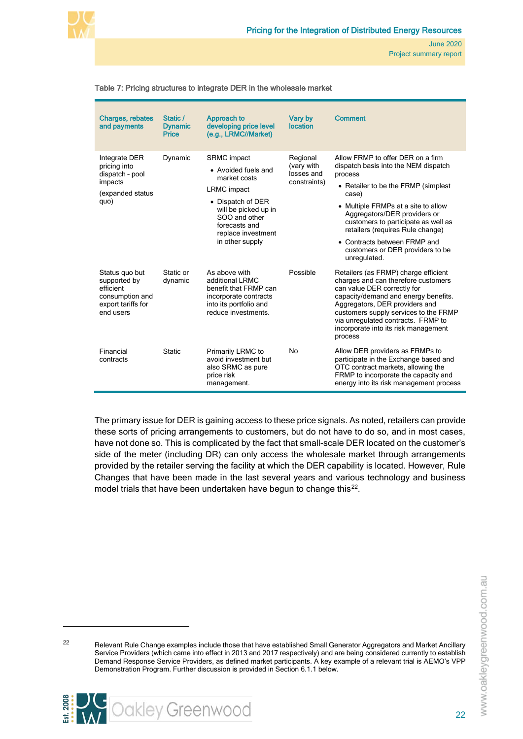Table 7: Pricing structures to integrate DER in the wholesale market

| Charges, rebates and payments | Static / Dynamic Price | Approach to developing price level (e.g., LRMC//Market) | Vary by location | Comment |
|---|---|---|---|---|
| Integrate DER pricing into dispatch - pool impacts<br><br>(expanded status quo) | Dynamic | SRMC impact<br>• Avoided fuels and market costs<br>LRMC impact<br>• Dispatch of DER will be picked up in SOO and other forecasts and replace investment in other supply | Regional (vary with losses and constraints) | Allow FRMP to offer DER on a firm dispatch basis into the NEM dispatch process<br>• Retailer to be the FRMP (simplest case)<br>• Multiple FRMPs at a site to allow Aggregators/DER providers or customers to participate as well as retailers (requires Rule change)<br>• Contracts between FRMP and customers or DER providers to be unregulated. |
| Status quo but supported by efficient consumption and export tariffs for end users | Static or dynamic | As above with additional LRMC benefit that FRMP can incorporate contracts into its portfolio and reduce investments. | Possible | Retailers (as FRMP) charge efficient charges and can therefore customers can value DER correctly for capacity/demand and energy benefits. Aggregators, DER providers and customers supply services to the FRMP via unregulated contracts. FRMP to incorporate into its risk management process |
| Financial contracts | Static | Primarily LRMC to avoid investment but also SRMC as pure price risk management. | No | Allow DER providers as FRMPs to participate in the Exchange based and OTC contract markets, allowing the FRMP to incorporate the capacity and energy into its risk management process |

The primary issue for DER is gaining access to these price signals. As noted, retailers can provide these sorts of pricing arrangements to customers, but do not have to do so, and in most cases, have not done so. This is complicated by the fact that small-scale DER located on the customer's side of the meter (including DR) can only access the wholesale market through arrangements provided by the retailer serving the facility at which the DER capability is located. However, Rule Changes that have been made in the last several years and various technology and business model trials that have been undertaken have begun to change this[22].

[22] Relevant Rule Change examples include those that have established Small Generator Aggregators and Market Ancillary Service Providers (which came into effect in 2013 and 2017 respectively) and are being considered currently to establish Demand Response Service Providers, as defined market participants. A key example of a relevant trial is AEMO's VPP Demonstration Program. Further discussion is provided in Section 6.1.1 below.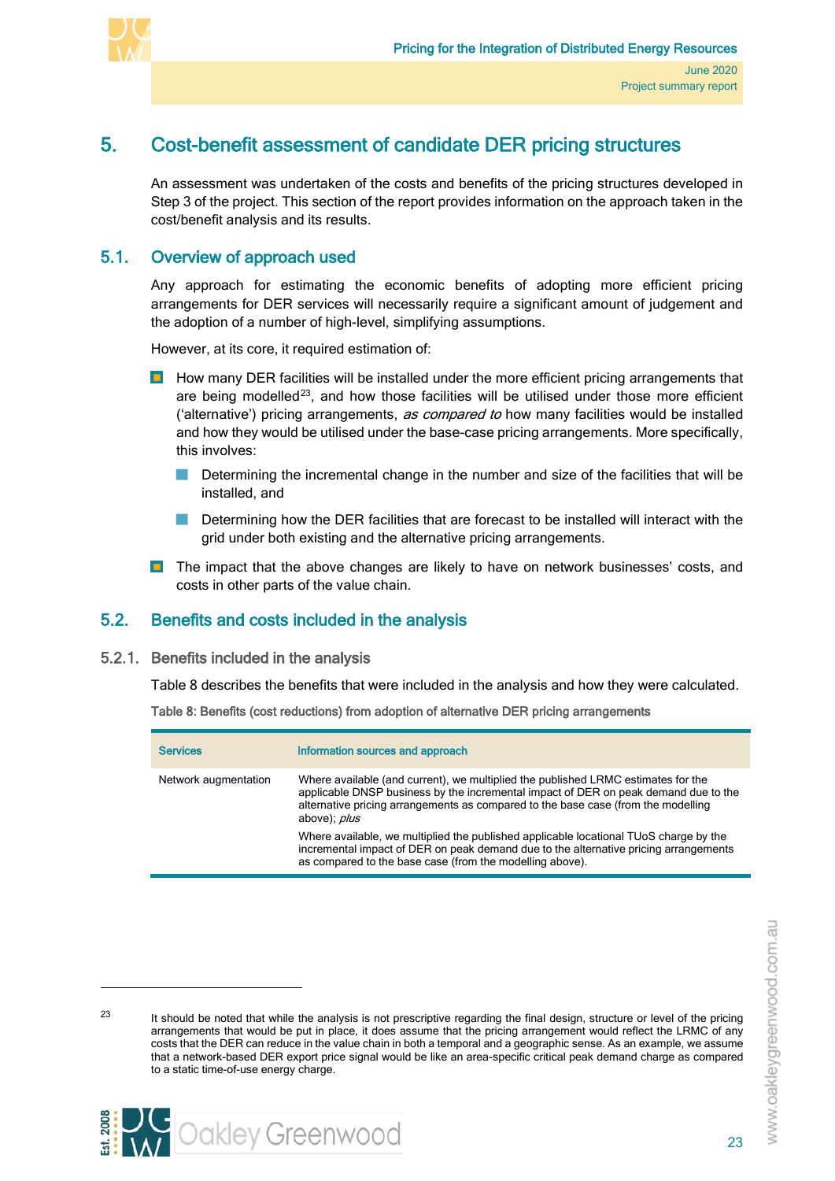# 5. Cost-benefit assessment of candidate DER pricing structures

An assessment was undertaken of the costs and benefits of the pricing structures developed in Step 3 of the project. This section of the report provides information on the approach taken in the cost/benefit analysis and its results.

## 5.1. Overview of approach used

Any approach for estimating the economic benefits of adopting more efficient pricing arrangements for DER services will necessarily require a significant amount of judgement and the adoption of a number of high-level, simplifying assumptions.

However, at its core, it required estimation of:

- How many DER facilities will be installed under the more efficient pricing arrangements that are being modelled[23], and how those facilities will be utilised under those more efficient ('alternative') pricing arrangements, *as compared to* how many facilities would be installed and how they would be utilised under the base-case pricing arrangements. More specifically, this involves:
  - Determining the incremental change in the number and size of the facilities that will be installed, and
  - Determining how the DER facilities that are forecast to be installed will interact with the grid under both existing and the alternative pricing arrangements.
- The impact that the above changes are likely to have on network businesses' costs, and costs in other parts of the value chain.

## 5.2. Benefits and costs included in the analysis

### 5.2.1. Benefits included in the analysis

Table 8 describes the benefits that were included in the analysis and how they were calculated.

**Table 8: Benefits (cost reductions) from adoption of alternative DER pricing arrangements**

| Services | Information sources and approach |
|---|---|
| Network augmentation | Where available (and current), we multiplied the published LRMC estimates for the applicable DNSP business by the incremental impact of DER on peak demand due to the alternative pricing arrangements as compared to the base case (from the modelling above); *plus*<br><br>Where available, we multiplied the published applicable locational TUoS charge by the incremental impact of DER on peak demand due to the alternative pricing arrangements as compared to the base case (from the modelling above). |

[23] It should be noted that while the analysis is not prescriptive regarding the final design, structure or level of the pricing arrangements that would be put in place, it does assume that the pricing arrangement would reflect the LRMC of any costs that the DER can reduce in the value chain in both a temporal and a geographic sense. As an example, we assume that a network-based DER export price signal would be like an area-specific critical peak demand charge as compared to a static time-of-use energy charge.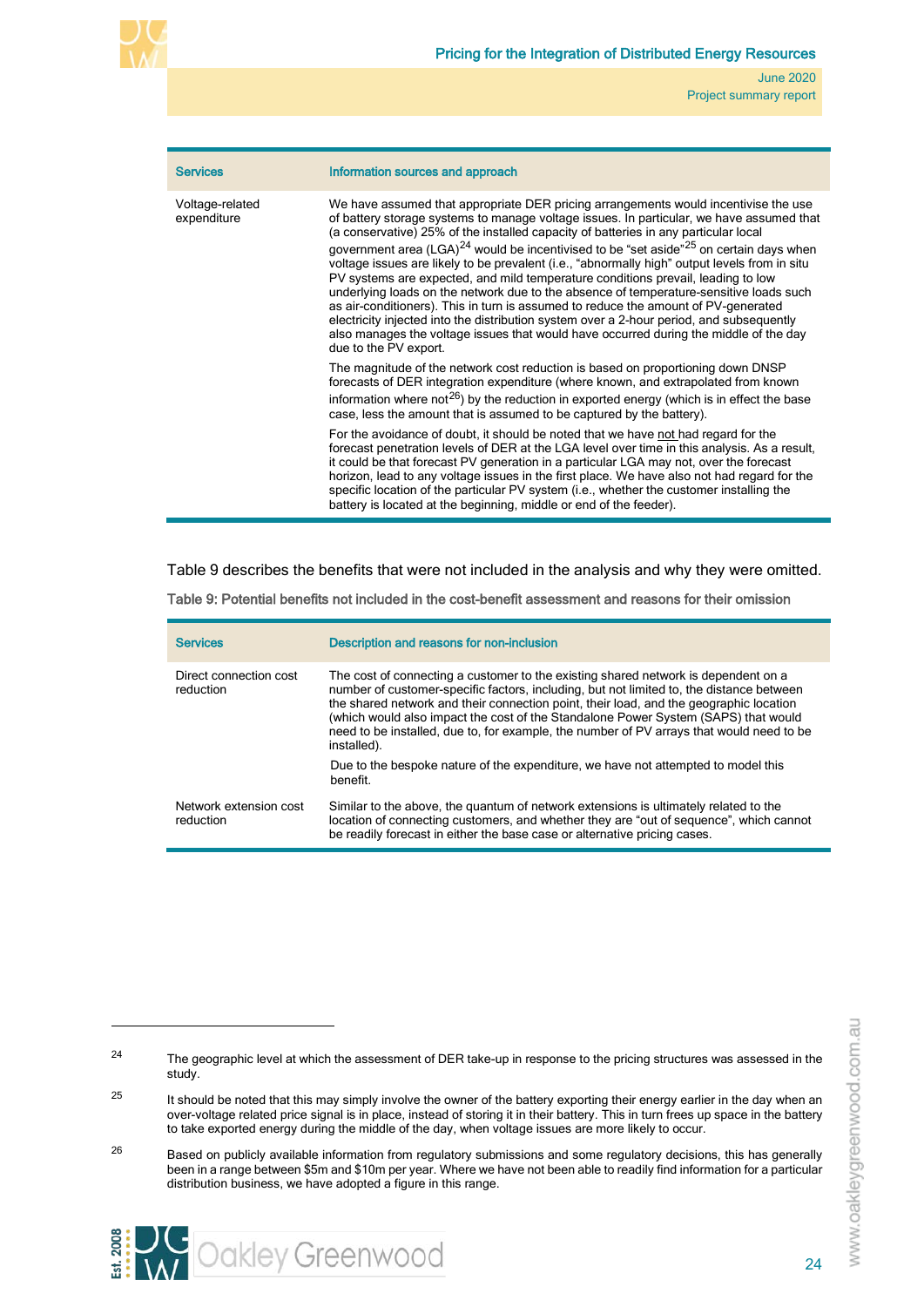| Services | Information sources and approach |
|---|---|
| Voltage-related expenditure | We have assumed that appropriate DER pricing arrangements would incentivise the use of battery storage systems to manage voltage issues. In particular, we have assumed that (a conservative) 25% of the installed capacity of batteries in any particular local government area (LGA)[24] would be incentivised to be "set aside"[25] on certain days when voltage issues are likely to be prevalent (i.e., "abnormally high" output levels from in situ PV systems are expected, and mild temperature conditions prevail, leading to low underlying loads on the network due to the absence of temperature-sensitive loads such as air-conditioners). This in turn is assumed to reduce the amount of PV-generated electricity injected into the distribution system over a 2-hour period, and subsequently also manages the voltage issues that would have occurred during the middle of the day due to the PV export.<br><br>The magnitude of the network cost reduction is based on proportioning down DNSP forecasts of DER integration expenditure (where known, and extrapolated from known information where not[26]) by the reduction in exported energy (which is in effect the base case, less the amount that is assumed to be captured by the battery).<br><br>For the avoidance of doubt, it should be noted that we have not had regard for the forecast penetration levels of DER at the LGA level over time in this analysis. As a result, it could be that forecast PV generation in a particular LGA may not, over the forecast horizon, lead to any voltage issues in the first place. We have also not had regard for the specific location of the particular PV system (i.e., whether the customer installing the battery is located at the beginning, middle or end of the feeder). |

Table 9 describes the benefits that were not included in the analysis and why they were omitted.

**Table 9: Potential benefits not included in the cost-benefit assessment and reasons for their omission**

| Services | Description and reasons for non-inclusion |
|---|---|
| Direct connection cost reduction | The cost of connecting a customer to the existing shared network is dependent on a number of customer-specific factors, including, but not limited to, the distance between the shared network and their connection point, their load, and the geographic location (which would also impact the cost of the Standalone Power System (SAPS) that would need to be installed, due to, for example, the number of PV arrays that would need to be installed).<br><br>Due to the bespoke nature of the expenditure, we have not attempted to model this benefit. |
| Network extension cost reduction | Similar to the above, the quantum of network extensions is ultimately related to the location of connecting customers, and whether they are "out of sequence", which cannot be readily forecast in either the base case or alternative pricing cases. |

---

[24] The geographic level at which the assessment of DER take-up in response to the pricing structures was assessed in the study.

[25] It should be noted that this may simply involve the owner of the battery exporting their energy earlier in the day when an over-voltage related price signal is in place, instead of storing it in their battery. This in turn frees up space in the battery to take exported energy during the middle of the day, when voltage issues are more likely to occur.

[26] Based on publicly available information from regulatory submissions and some regulatory decisions, this has generally been in a range between $5m and $10m per year. Where we have not been able to readily find information for a particular distribution business, we have adopted a figure in this range.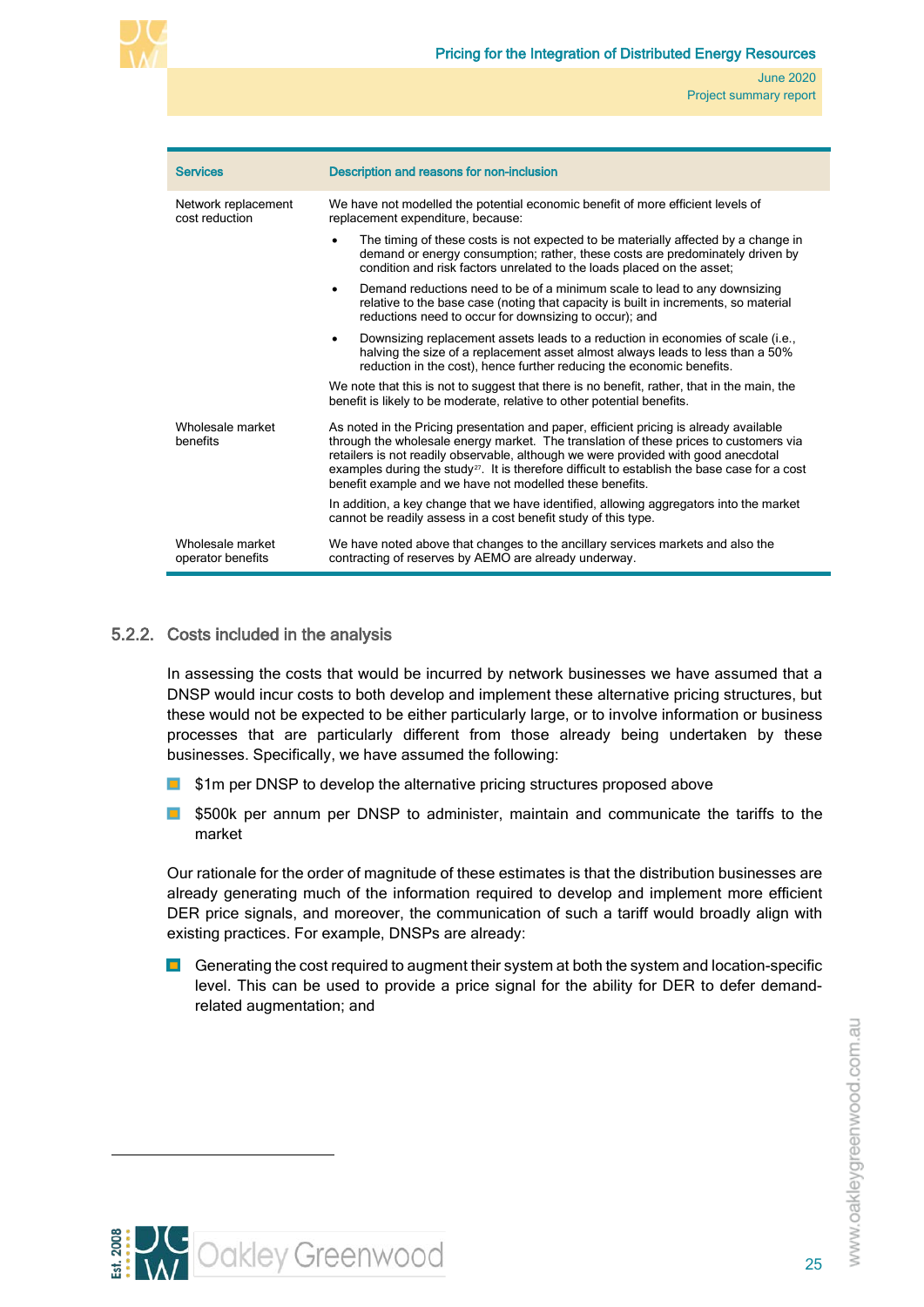| Services | Description and reasons for non-inclusion |
|---|---|
| Network replacement cost reduction | We have not modelled the potential economic benefit of more efficient levels of replacement expenditure, because:<br>• The timing of these costs is not expected to be materially affected by a change in demand or energy consumption; rather, these costs are predominately driven by condition and risk factors unrelated to the loads placed on the asset;<br>• Demand reductions need to be of a minimum scale to lead to any downsizing relative to the base case (noting that capacity is built in increments, so material reductions need to occur for downsizing to occur); and<br>• Downsizing replacement assets leads to a reduction in economies of scale (i.e., halving the size of a replacement asset almost always leads to less than a 50% reduction in the cost), hence further reducing the economic benefits.<br>We note that this is not to suggest that there is no benefit, rather, that in the main, the benefit is likely to be moderate, relative to other potential benefits. |
| Wholesale market benefits | As noted in the Pricing presentation and paper, efficient pricing is already available through the wholesale energy market. The translation of these prices to customers via retailers is not readily observable, although we were provided with good anecdotal examples during the study[27]. It is therefore difficult to establish the base case for a cost benefit example and we have not modelled these benefits.<br>In addition, a key change that we have identified, allowing aggregators into the market cannot be readily assess in a cost benefit study of this type. |
| Wholesale market operator benefits | We have noted above that changes to the ancillary services markets and also the contracting of reserves by AEMO are already underway. |

### 5.2.2. Costs included in the analysis

In assessing the costs that would be incurred by network businesses we have assumed that a DNSP would incur costs to both develop and implement these alternative pricing structures, but these would not be expected to be either particularly large, or to involve information or business processes that are particularly different from those already being undertaken by these businesses. Specifically, we have assumed the following:

- $1m per DNSP to develop the alternative pricing structures proposed above
- $500k per annum per DNSP to administer, maintain and communicate the tariffs to the market

Our rationale for the order of magnitude of these estimates is that the distribution businesses are already generating much of the information required to develop and implement more efficient DER price signals, and moreover, the communication of such a tariff would broadly align with existing practices. For example, DNSPs are already:

- Generating the cost required to augment their system at both the system and location-specific level. This can be used to provide a price signal for the ability for DER to defer demand-related augmentation; and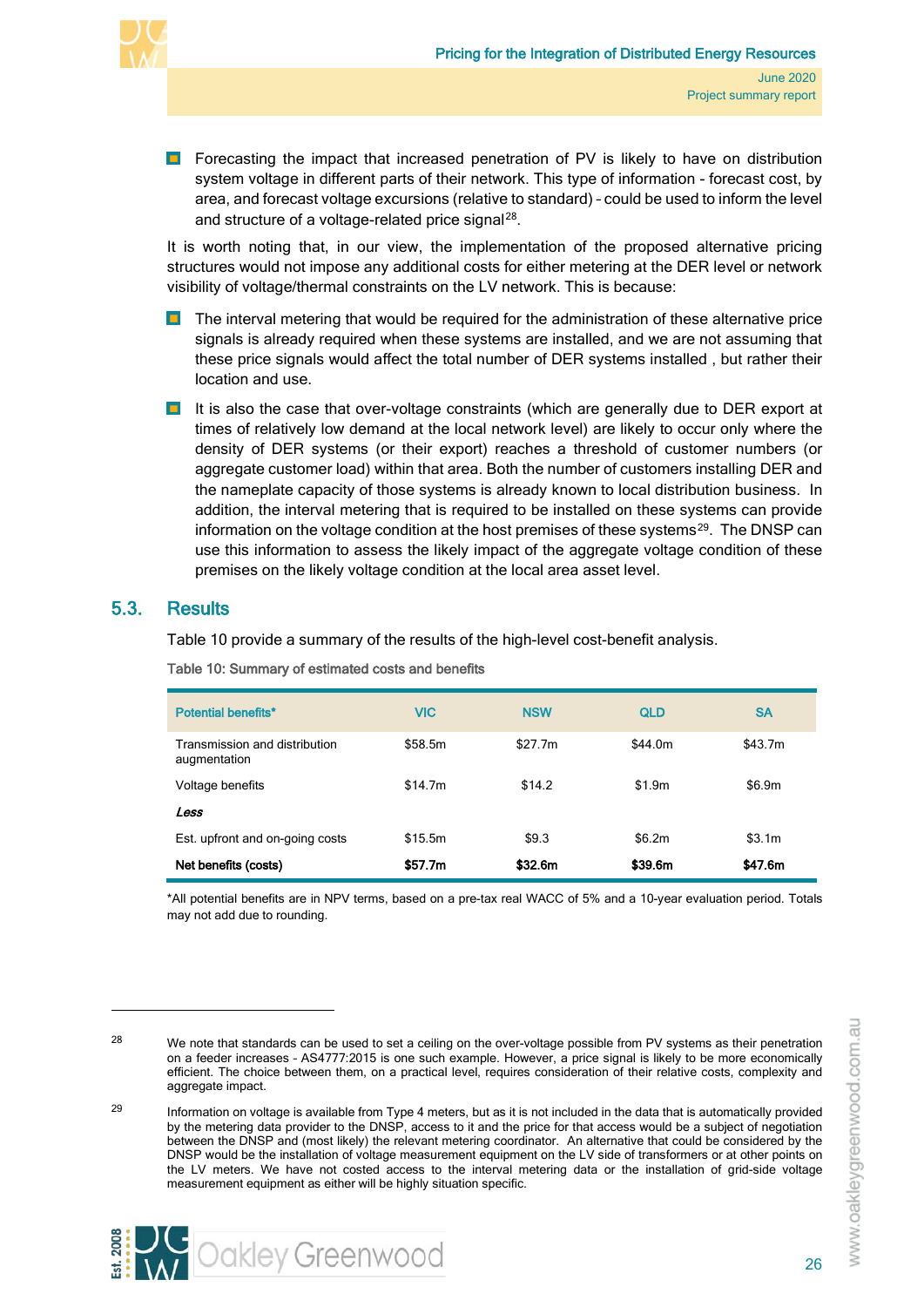- Forecasting the impact that increased penetration of PV is likely to have on distribution system voltage in different parts of their network. This type of information - forecast cost, by area, and forecast voltage excursions (relative to standard) – could be used to inform the level and structure of a voltage-related price signal[28].

It is worth noting that, in our view, the implementation of the proposed alternative pricing structures would not impose any additional costs for either metering at the DER level or network visibility of voltage/thermal constraints on the LV network. This is because:

- The interval metering that would be required for the administration of these alternative price signals is already required when these systems are installed, and we are not assuming that these price signals would affect the total number of DER systems installed , but rather their location and use.
- It is also the case that over-voltage constraints (which are generally due to DER export at times of relatively low demand at the local network level) are likely to occur only where the density of DER systems (or their export) reaches a threshold of customer numbers (or aggregate customer load) within that area. Both the number of customers installing DER and the nameplate capacity of those systems is already known to local distribution business. In addition, the interval metering that is required to be installed on these systems can provide information on the voltage condition at the host premises of these systems[29]. The DNSP can use this information to assess the likely impact of the aggregate voltage condition of these premises on the likely voltage condition at the local area asset level.

## 5.3. Results

Table 10 provide a summary of the results of the high-level cost-benefit analysis.

**Table 10: Summary of estimated costs and benefits**

| Potential benefits* | VIC | NSW | QLD | SA |
|---|---|---|---|---|
| Transmission and distribution augmentation | $58.5m | $27.7m | $44.0m | $43.7m |
| Voltage benefits | $14.7m | $14.2 | $1.9m | $6.9m |
| *Less* | | | | |
| Est. upfront and on-going costs | $15.5m | $9.3 | $6.2m | $3.1m |
| **Net benefits (costs)** | **$57.7m** | **$32.6m** | **$39.6m** | **$47.6m** |

*All potential benefits are in NPV terms, based on a pre-tax real WACC of 5% and a 10-year evaluation period. Totals may not add due to rounding.

---

[28] We note that standards can be used to set a ceiling on the over-voltage possible from PV systems as their penetration on a feeder increases - AS4777:2015 is one such example. However, a price signal is likely to be more economically efficient. The choice between them, on a practical level, requires consideration of their relative costs, complexity and aggregate impact.

[29] Information on voltage is available from Type 4 meters, but as it is not included in the data that is automatically provided by the metering data provider to the DNSP, access to it and the price for that access would be a subject of negotiation between the DNSP and (most likely) the relevant metering coordinator. An alternative that could be considered by the DNSP would be the installation of voltage measurement equipment on the LV side of transformers or at other points on the LV meters. We have not costed access to the interval metering data or the installation of grid-side voltage measurement equipment as either will be highly situation specific.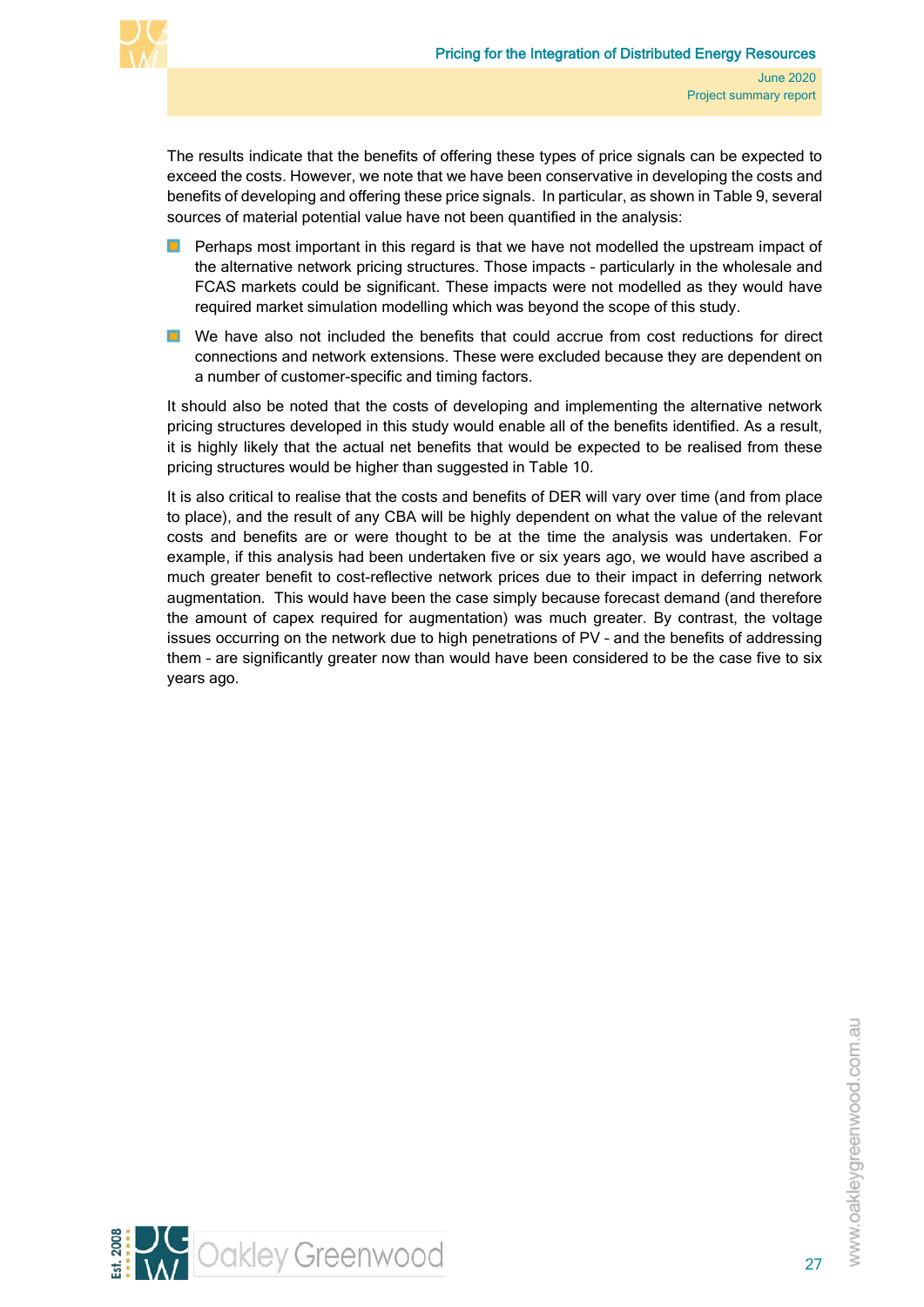The results indicate that the benefits of offering these types of price signals can be expected to exceed the costs. However, we note that we have been conservative in developing the costs and benefits of developing and offering these price signals. In particular, as shown in Table 9, several sources of material potential value have not been quantified in the analysis:

- Perhaps most important in this regard is that we have not modelled the upstream impact of the alternative network pricing structures. Those impacts – particularly in the wholesale and FCAS markets could be significant. These impacts were not modelled as they would have required market simulation modelling which was beyond the scope of this study.
- We have also not included the benefits that could accrue from cost reductions for direct connections and network extensions. These were excluded because they are dependent on a number of customer-specific and timing factors.

It should also be noted that the costs of developing and implementing the alternative network pricing structures developed in this study would enable all of the benefits identified. As a result, it is highly likely that the actual net benefits that would be expected to be realised from these pricing structures would be higher than suggested in Table 10.

It is also critical to realise that the costs and benefits of DER will vary over time (and from place to place), and the result of any CBA will be highly dependent on what the value of the relevant costs and benefits are or were thought to be at the time the analysis was undertaken. For example, if this analysis had been undertaken five or six years ago, we would have ascribed a much greater benefit to cost-reflective network prices due to their impact in deferring network augmentation. This would have been the case simply because forecast demand (and therefore the amount of capex required for augmentation) was much greater. By contrast, the voltage issues occurring on the network due to high penetrations of PV – and the benefits of addressing them – are significantly greater now than would have been considered to be the case five to six years ago.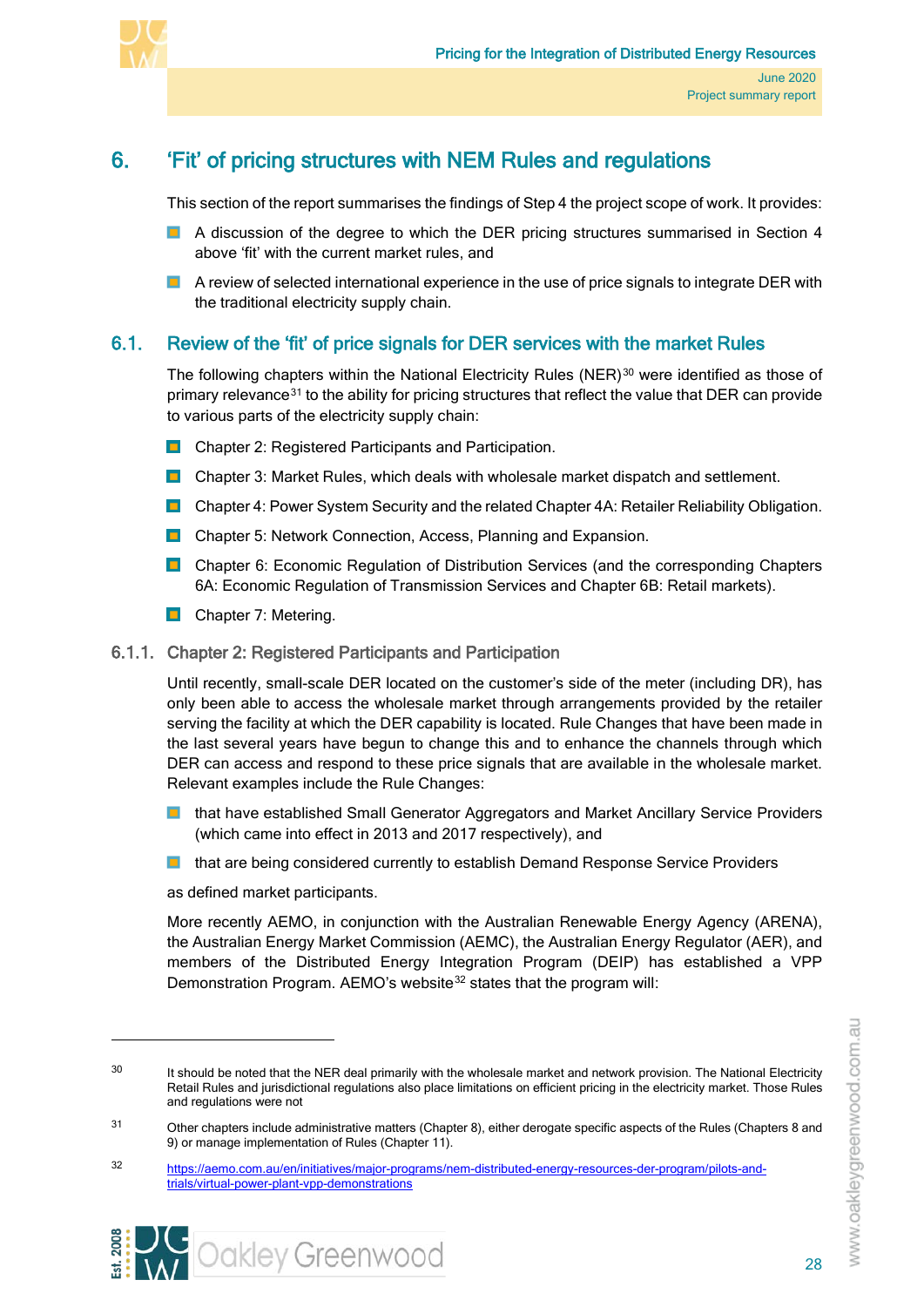# 6. 'Fit' of pricing structures with NEM Rules and regulations

This section of the report summarises the findings of Step 4 the project scope of work. It provides:

- A discussion of the degree to which the DER pricing structures summarised in Section 4 above 'fit' with the current market rules, and
- A review of selected international experience in the use of price signals to integrate DER with the traditional electricity supply chain.

## 6.1. Review of the 'fit' of price signals for DER services with the market Rules

The following chapters within the National Electricity Rules (NER)[30] were identified as those of primary relevance[31] to the ability for pricing structures that reflect the value that DER can provide to various parts of the electricity supply chain:

- Chapter 2: Registered Participants and Participation.
- Chapter 3: Market Rules, which deals with wholesale market dispatch and settlement.
- Chapter 4: Power System Security and the related Chapter 4A: Retailer Reliability Obligation.
- Chapter 5: Network Connection, Access, Planning and Expansion.
- Chapter 6: Economic Regulation of Distribution Services (and the corresponding Chapters 6A: Economic Regulation of Transmission Services and Chapter 6B: Retail markets).
- Chapter 7: Metering.

### 6.1.1. Chapter 2: Registered Participants and Participation

Until recently, small-scale DER located on the customer's side of the meter (including DR), has only been able to access the wholesale market through arrangements provided by the retailer serving the facility at which the DER capability is located. Rule Changes that have been made in the last several years have begun to change this and to enhance the channels through which DER can access and respond to these price signals that are available in the wholesale market. Relevant examples include the Rule Changes:

- that have established Small Generator Aggregators and Market Ancillary Service Providers (which came into effect in 2013 and 2017 respectively), and
- that are being considered currently to establish Demand Response Service Providers

as defined market participants.

More recently AEMO, in conjunction with the Australian Renewable Energy Agency (ARENA), the Australian Energy Market Commission (AEMC), the Australian Energy Regulator (AER), and members of the Distributed Energy Integration Program (DEIP) has established a VPP Demonstration Program. AEMO's website[32] states that the program will:

---

[30] It should be noted that the NER deal primarily with the wholesale market and network provision. The National Electricity Retail Rules and jurisdictional regulations also place limitations on efficient pricing in the electricity market. Those Rules and regulations were not

[31] Other chapters include administrative matters (Chapter 8), either derogate specific aspects of the Rules (Chapters 8 and 9) or manage implementation of Rules (Chapter 11).

[32] https://aemo.com.au/en/initiatives/major-programs/nem-distributed-energy-resources-der-program/pilots-and-trials/virtual-power-plant-vpp-demonstrations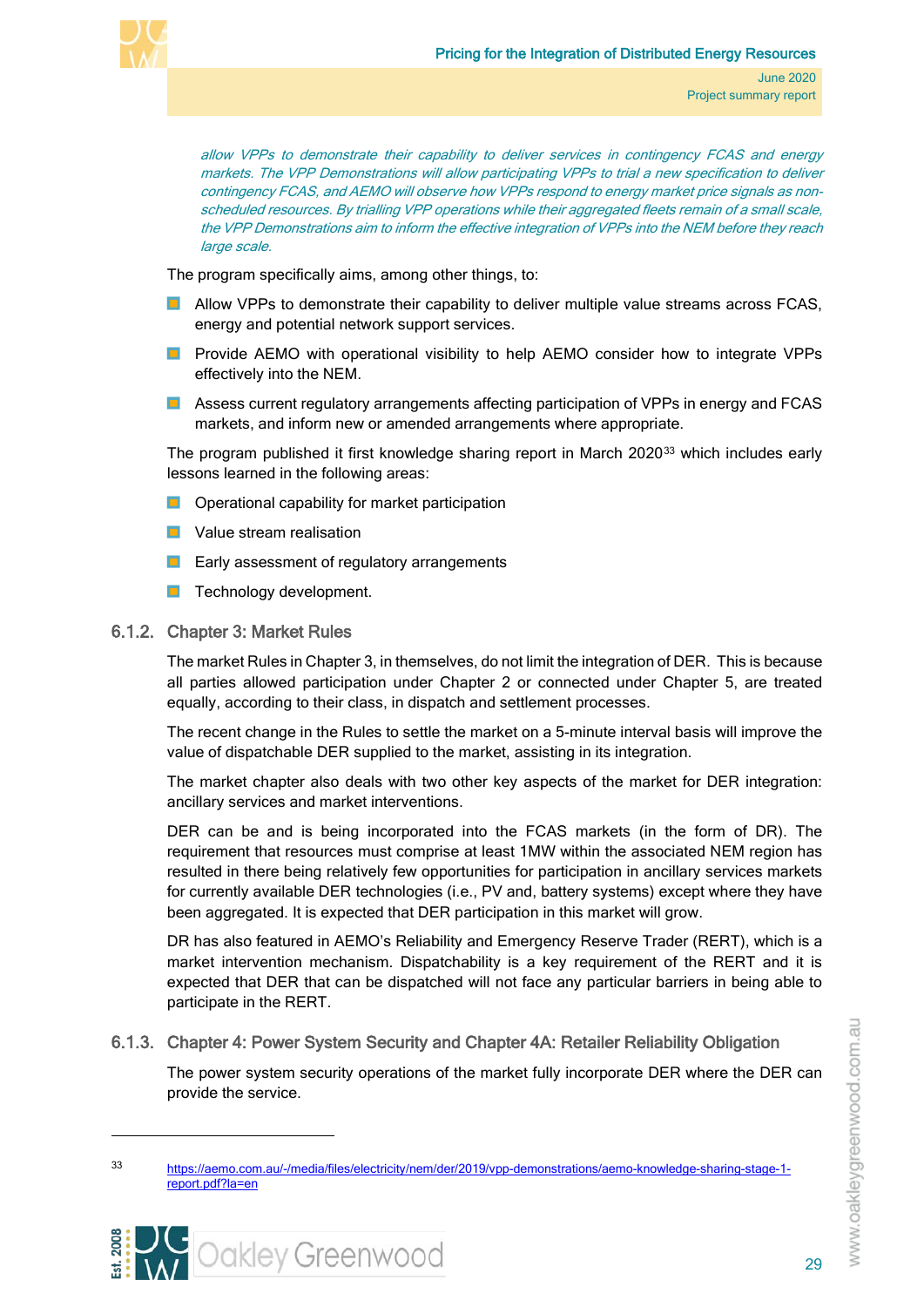*allow VPPs to demonstrate their capability to deliver services in contingency FCAS and energy markets. The VPP Demonstrations will allow participating VPPs to trial a new specification to deliver contingency FCAS, and AEMO will observe how VPPs respond to energy market price signals as non-scheduled resources. By trialling VPP operations while their aggregated fleets remain of a small scale, the VPP Demonstrations aim to inform the effective integration of VPPs into the NEM before they reach large scale.*

The program specifically aims, among other things, to:

- Allow VPPs to demonstrate their capability to deliver multiple value streams across FCAS, energy and potential network support services.
- Provide AEMO with operational visibility to help AEMO consider how to integrate VPPs effectively into the NEM.
- Assess current regulatory arrangements affecting participation of VPPs in energy and FCAS markets, and inform new or amended arrangements where appropriate.

The program published it first knowledge sharing report in March 2020[33] which includes early lessons learned in the following areas:

- Operational capability for market participation
- Value stream realisation
- Early assessment of regulatory arrangements
- Technology development.

### 6.1.2. Chapter 3: Market Rules

The market Rules in Chapter 3, in themselves, do not limit the integration of DER. This is because all parties allowed participation under Chapter 2 or connected under Chapter 5, are treated equally, according to their class, in dispatch and settlement processes.

The recent change in the Rules to settle the market on a 5-minute interval basis will improve the value of dispatchable DER supplied to the market, assisting in its integration.

The market chapter also deals with two other key aspects of the market for DER integration: ancillary services and market interventions.

DER can be and is being incorporated into the FCAS markets (in the form of DR). The requirement that resources must comprise at least 1MW within the associated NEM region has resulted in there being relatively few opportunities for participation in ancillary services markets for currently available DER technologies (i.e., PV and, battery systems) except where they have been aggregated. It is expected that DER participation in this market will grow.

DR has also featured in AEMO's Reliability and Emergency Reserve Trader (RERT), which is a market intervention mechanism. Dispatchability is a key requirement of the RERT and it is expected that DER that can be dispatched will not face any particular barriers in being able to participate in the RERT.

### 6.1.3. Chapter 4: Power System Security and Chapter 4A: Retailer Reliability Obligation

The power system security operations of the market fully incorporate DER where the DER can provide the service.

---

33 https://aemo.com.au/-/media/files/electricity/nem/der/2019/vpp-demonstrations/aemo-knowledge-sharing-stage-1-report.pdf?la=en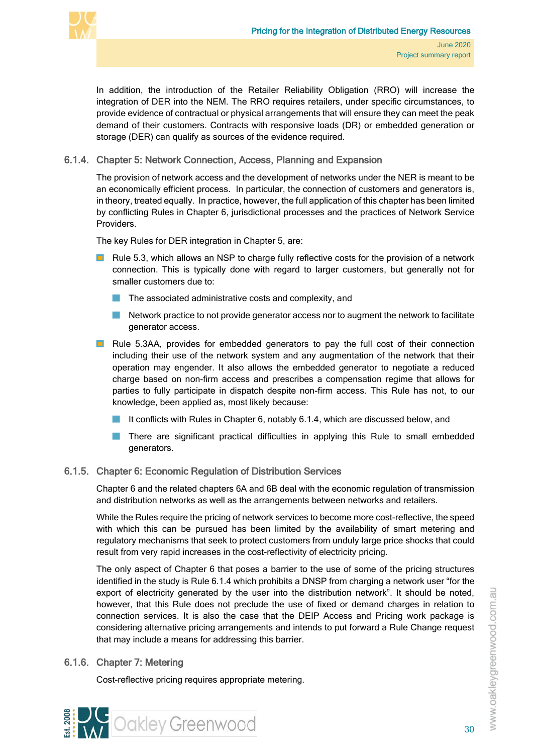In addition, the introduction of the Retailer Reliability Obligation (RRO) will increase the integration of DER into the NEM. The RRO requires retailers, under specific circumstances, to provide evidence of contractual or physical arrangements that will ensure they can meet the peak demand of their customers. Contracts with responsive loads (DR) or embedded generation or storage (DER) can qualify as sources of the evidence required.

### 6.1.4. Chapter 5: Network Connection, Access, Planning and Expansion

The provision of network access and the development of networks under the NER is meant to be an economically efficient process. In particular, the connection of customers and generators is, in theory, treated equally. In practice, however, the full application of this chapter has been limited by conflicting Rules in Chapter 6, jurisdictional processes and the practices of Network Service Providers.

The key Rules for DER integration in Chapter 5, are:

- Rule 5.3, which allows an NSP to charge fully reflective costs for the provision of a network connection. This is typically done with regard to larger customers, but generally not for smaller customers due to:
  - The associated administrative costs and complexity, and
  - Network practice to not provide generator access nor to augment the network to facilitate generator access.
- Rule 5.3AA, provides for embedded generators to pay the full cost of their connection including their use of the network system and any augmentation of the network that their operation may engender. It also allows the embedded generator to negotiate a reduced charge based on non-firm access and prescribes a compensation regime that allows for parties to fully participate in dispatch despite non-firm access. This Rule has not, to our knowledge, been applied as, most likely because:
  - It conflicts with Rules in Chapter 6, notably 6.1.4, which are discussed below, and
  - There are significant practical difficulties in applying this Rule to small embedded generators.

### 6.1.5. Chapter 6: Economic Regulation of Distribution Services

Chapter 6 and the related chapters 6A and 6B deal with the economic regulation of transmission and distribution networks as well as the arrangements between networks and retailers.

While the Rules require the pricing of network services to become more cost-reflective, the speed with which this can be pursued has been limited by the availability of smart metering and regulatory mechanisms that seek to protect customers from unduly large price shocks that could result from very rapid increases in the cost-reflectivity of electricity pricing.

The only aspect of Chapter 6 that poses a barrier to the use of some of the pricing structures identified in the study is Rule 6.1.4 which prohibits a DNSP from charging a network user "for the export of electricity generated by the user into the distribution network". It should be noted, however, that this Rule does not preclude the use of fixed or demand charges in relation to connection services. It is also the case that the DEIP Access and Pricing work package is considering alternative pricing arrangements and intends to put forward a Rule Change request that may include a means for addressing this barrier.

### 6.1.6. Chapter 7: Metering

Cost-reflective pricing requires appropriate metering.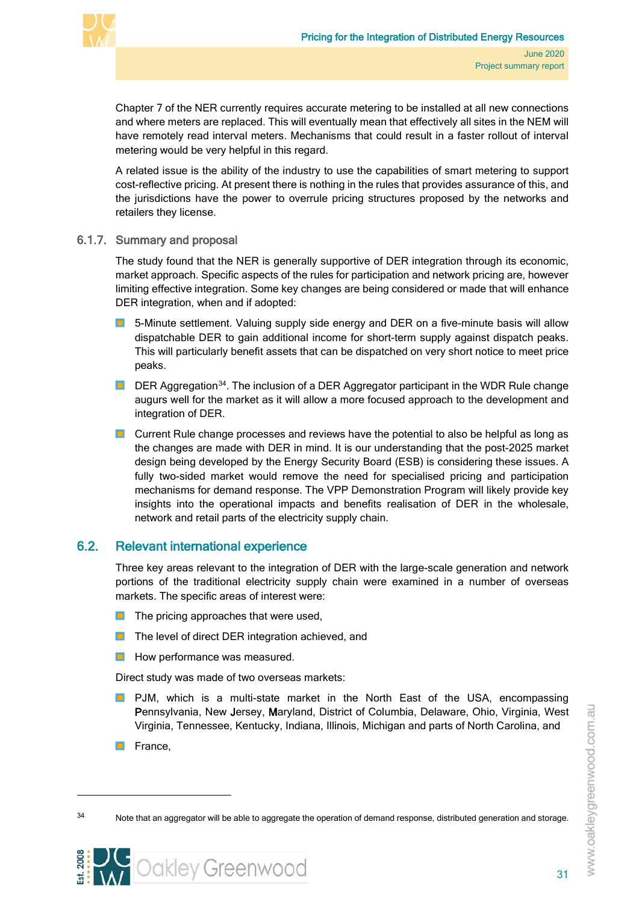Chapter 7 of the NER currently requires accurate metering to be installed at all new connections and where meters are replaced. This will eventually mean that effectively all sites in the NEM will have remotely read interval meters. Mechanisms that could result in a faster rollout of interval metering would be very helpful in this regard.

A related issue is the ability of the industry to use the capabilities of smart metering to support cost-reflective pricing. At present there is nothing in the rules that provides assurance of this, and the jurisdictions have the power to overrule pricing structures proposed by the networks and retailers they license.

### 6.1.7. Summary and proposal

The study found that the NER is generally supportive of DER integration through its economic, market approach. Specific aspects of the rules for participation and network pricing are, however limiting effective integration. Some key changes are being considered or made that will enhance DER integration, when and if adopted:

- 5-Minute settlement. Valuing supply side energy and DER on a five-minute basis will allow dispatchable DER to gain additional income for short-term supply against dispatch peaks. This will particularly benefit assets that can be dispatched on very short notice to meet price peaks.
- DER Aggregation[34]. The inclusion of a DER Aggregator participant in the WDR Rule change augurs well for the market as it will allow a more focused approach to the development and integration of DER.
- Current Rule change processes and reviews have the potential to also be helpful as long as the changes are made with DER in mind. It is our understanding that the post-2025 market design being developed by the Energy Security Board (ESB) is considering these issues. A fully two-sided market would remove the need for specialised pricing and participation mechanisms for demand response. The VPP Demonstration Program will likely provide key insights into the operational impacts and benefits realisation of DER in the wholesale, network and retail parts of the electricity supply chain.

## 6.2. Relevant international experience

Three key areas relevant to the integration of DER with the large-scale generation and network portions of the traditional electricity supply chain were examined in a number of overseas markets. The specific areas of interest were:

- The pricing approaches that were used,
- The level of direct DER integration achieved, and
- How performance was measured.

Direct study was made of two overseas markets:

- PJM, which is a multi-state market in the North East of the USA, encompassing **P**ennsylvania, New **J**ersey, **M**aryland, District of Columbia, Delaware, Ohio, Virginia, West Virginia, Tennessee, Kentucky, Indiana, Illinois, Michigan and parts of North Carolina, and
- France,

---

[34] Note that an aggregator will be able to aggregate the operation of demand response, distributed generation and storage.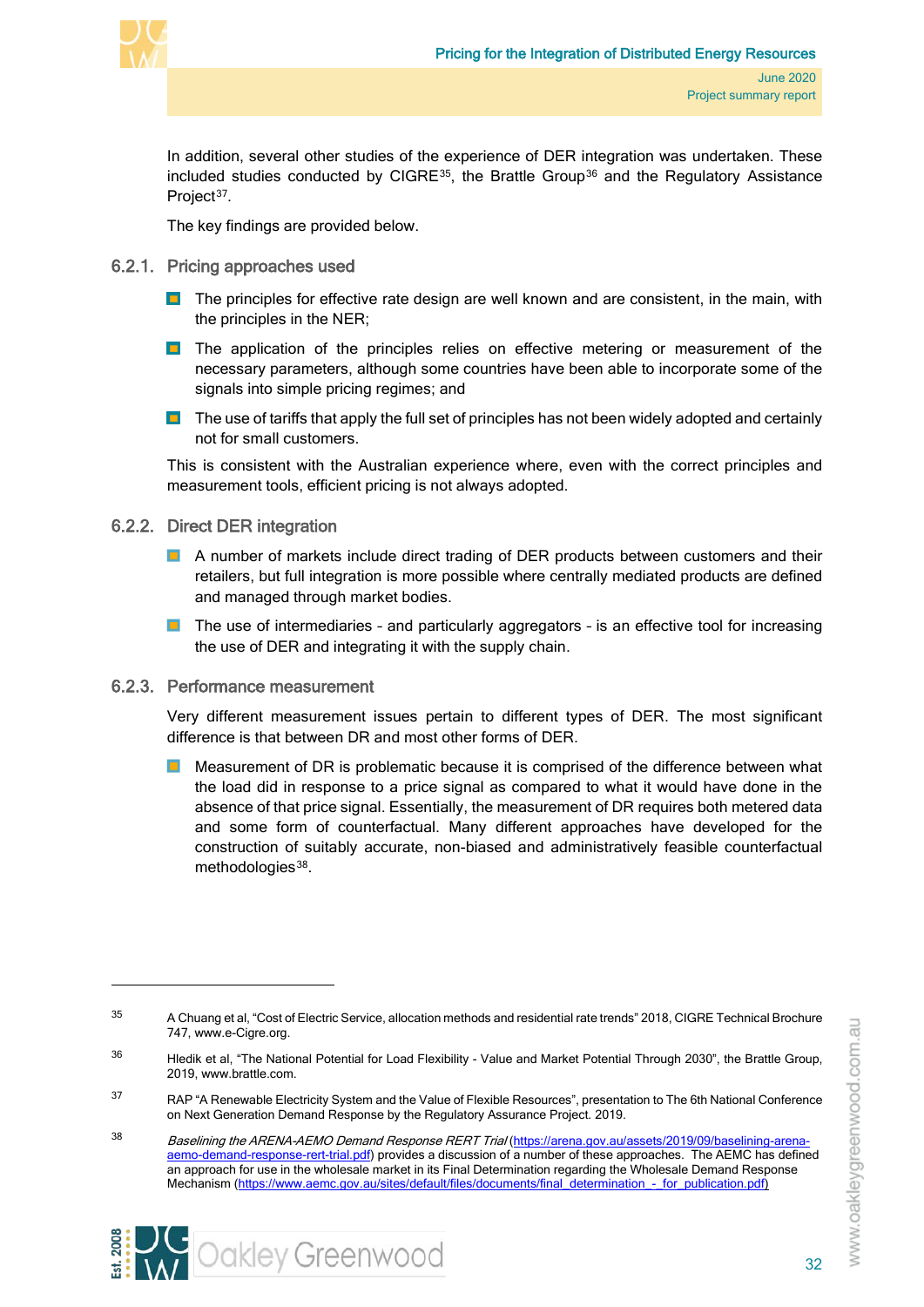In addition, several other studies of the experience of DER integration was undertaken. These included studies conducted by CIGRE[35], the Brattle Group[36] and the Regulatory Assistance Project[37].

The key findings are provided below.

### 6.2.1. Pricing approaches used

- The principles for effective rate design are well known and are consistent, in the main, with the principles in the NER;
- The application of the principles relies on effective metering or measurement of the necessary parameters, although some countries have been able to incorporate some of the signals into simple pricing regimes; and
- The use of tariffs that apply the full set of principles has not been widely adopted and certainly not for small customers.

This is consistent with the Australian experience where, even with the correct principles and measurement tools, efficient pricing is not always adopted.

### 6.2.2. Direct DER integration

- A number of markets include direct trading of DER products between customers and their retailers, but full integration is more possible where centrally mediated products are defined and managed through market bodies.
- The use of intermediaries – and particularly aggregators – is an effective tool for increasing the use of DER and integrating it with the supply chain.

### 6.2.3. Performance measurement

Very different measurement issues pertain to different types of DER. The most significant difference is that between DR and most other forms of DER.

- Measurement of DR is problematic because it is comprised of the difference between what the load did in response to a price signal as compared to what it would have done in the absence of that price signal. Essentially, the measurement of DR requires both metered data and some form of counterfactual. Many different approaches have developed for the construction of suitably accurate, non-biased and administratively feasible counterfactual methodologies[38].

---

[35] A Chuang et al, "Cost of Electric Service, allocation methods and residential rate trends" 2018, CIGRE Technical Brochure 747, www.e-Cigre.org.

[36] Hledik et al, "The National Potential for Load Flexibility - Value and Market Potential Through 2030", the Brattle Group, 2019, www.brattle.com.

[37] RAP "A Renewable Electricity System and the Value of Flexible Resources", presentation to The 6th National Conference on Next Generation Demand Response by the Regulatory Assurance Project. 2019.

[38] *Baselining the ARENA-AEMO Demand Response RERT Trial* (https://arena.gov.au/assets/2019/09/baselining-arena-aemo-demand-response-rert-trial.pdf) provides a discussion of a number of these approaches. The AEMC has defined an approach for use in the wholesale market in its Final Determination regarding the Wholesale Demand Response Mechanism (https://www.aemc.gov.au/sites/default/files/documents/final_determination_-_for_publication.pdf)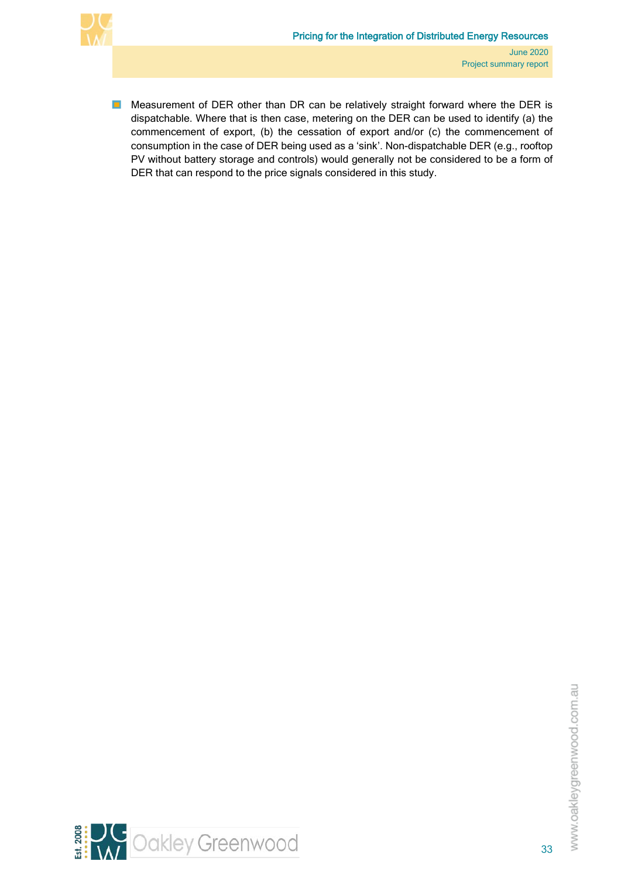- Measurement of DER other than DR can be relatively straight forward where the DER is dispatchable. Where that is then case, metering on the DER can be used to identify (a) the commencement of export, (b) the cessation of export and/or (c) the commencement of consumption in the case of DER being used as a 'sink'. Non-dispatchable DER (e.g., rooftop PV without battery storage and controls) would generally not be considered to be a form of DER that can respond to the price signals considered in this study.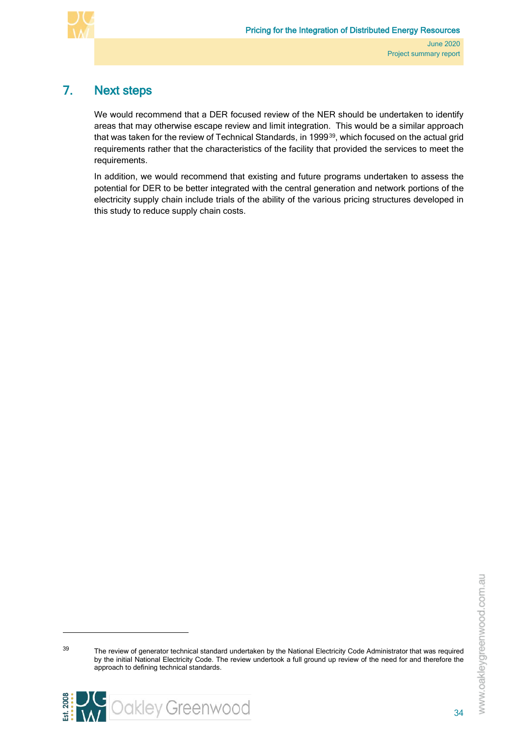# 7. Next steps

We would recommend that a DER focused review of the NER should be undertaken to identify areas that may otherwise escape review and limit integration. This would be a similar approach that was taken for the review of Technical Standards, in 1999[39], which focused on the actual grid requirements rather that the characteristics of the facility that provided the services to meet the requirements.

In addition, we would recommend that existing and future programs undertaken to assess the potential for DER to be better integrated with the central generation and network portions of the electricity supply chain include trials of the ability of the various pricing structures developed in this study to reduce supply chain costs.

---

[39] The review of generator technical standard undertaken by the National Electricity Code Administrator that was required by the initial National Electricity Code. The review undertook a full ground up review of the need for and therefore the approach to defining technical standards.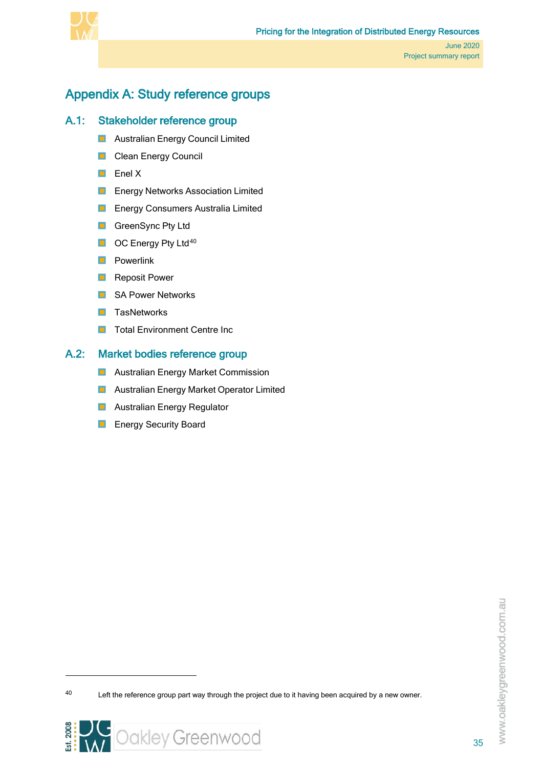# Appendix A: Study reference groups

## A.1: Stakeholder reference group

- Australian Energy Council Limited
- Clean Energy Council
- Enel X
- Energy Networks Association Limited
- Energy Consumers Australia Limited
- GreenSync Pty Ltd
- OC Energy Pty Ltd[40]
- Powerlink
- Reposit Power
- SA Power Networks
- TasNetworks
- Total Environment Centre Inc

## A.2: Market bodies reference group

- Australian Energy Market Commission
- Australian Energy Market Operator Limited
- Australian Energy Regulator
- Energy Security Board

---

40 Left the reference group part way through the project due to it having been acquired by a new owner.